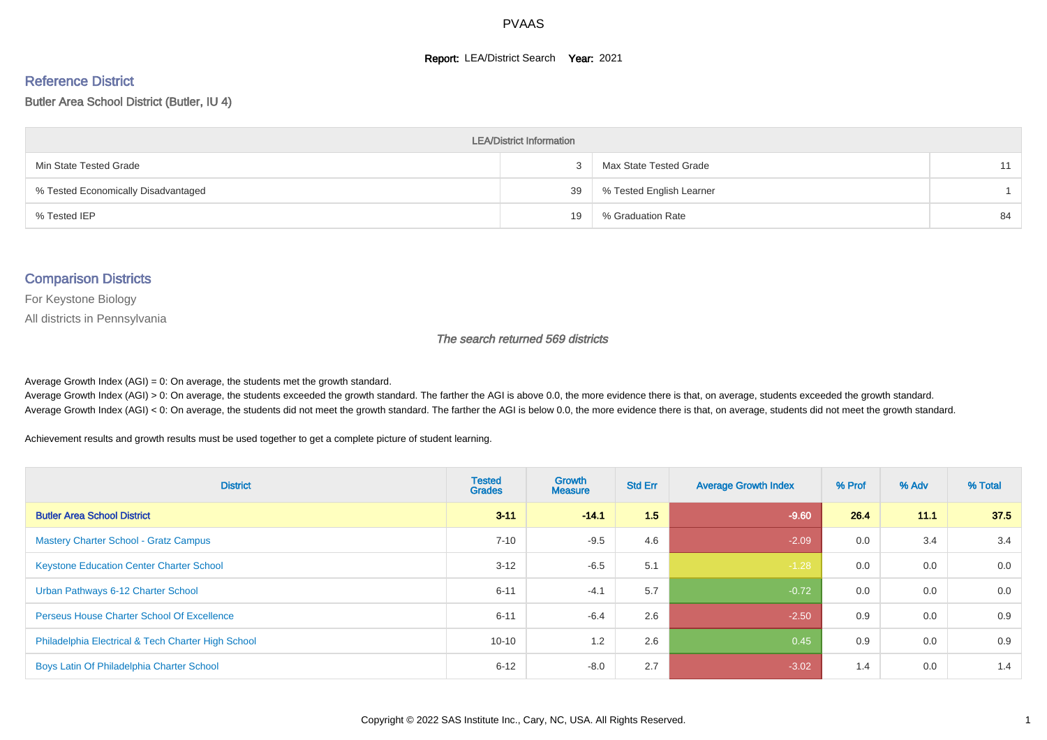# PVAAS

**Report:** LEA/District Search **Year:** 2021

## Reference District

Butler Area School District (Butler, IU 4)

| LEA/District Information | | | |
|---|---|---|---|
| Min State Tested Grade | 3 | Max State Tested Grade | 11 |
| % Tested Economically Disadvantaged | 39 | % Tested English Learner | 1 |
| % Tested IEP | 19 | % Graduation Rate | 84 |

## Comparison Districts

For Keystone Biology

All districts in Pennsylvania

*The search returned 569 districts*

Average Growth Index (AGI) = 0: On average, the students met the growth standard.
Average Growth Index (AGI) > 0: On average, the students exceeded the growth standard. The farther the AGI is above 0.0, the more evidence there is that, on average, students exceeded the growth standard.
Average Growth Index (AGI) < 0: On average, the students did not meet the growth standard. The farther the AGI is below 0.0, the more evidence there is that, on average, students did not meet the growth standard.

Achievement results and growth results must be used together to get a complete picture of student learning.

| District | Tested Grades | Growth Measure | Std Err | Average Growth Index | % Prof | % Adv | % Total |
|---|---|---|---|---|---|---|---|
| **Butler Area School District** | **3-11** | **-14.1** | **1.5** | **-9.60** | **26.4** | **11.1** | **37.5** |
| Mastery Charter School - Gratz Campus | 7-10 | -9.5 | 4.6 | -2.09 | 0.0 | 3.4 | 3.4 |
| Keystone Education Center Charter School | 3-12 | -6.5 | 5.1 | -1.28 | 0.0 | 0.0 | 0.0 |
| Urban Pathways 6-12 Charter School | 6-11 | -4.1 | 5.7 | -0.72 | 0.0 | 0.0 | 0.0 |
| Perseus House Charter School Of Excellence | 6-11 | -6.4 | 2.6 | -2.50 | 0.9 | 0.0 | 0.9 |
| Philadelphia Electrical & Tech Charter High School | 10-10 | 1.2 | 2.6 | 0.45 | 0.9 | 0.0 | 0.9 |
| Boys Latin Of Philadelphia Charter School | 6-12 | -8.0 | 2.7 | -3.02 | 1.4 | 0.0 | 1.4 |

Copyright © 2022 SAS Institute Inc., Cary, NC, USA. All Rights Reserved.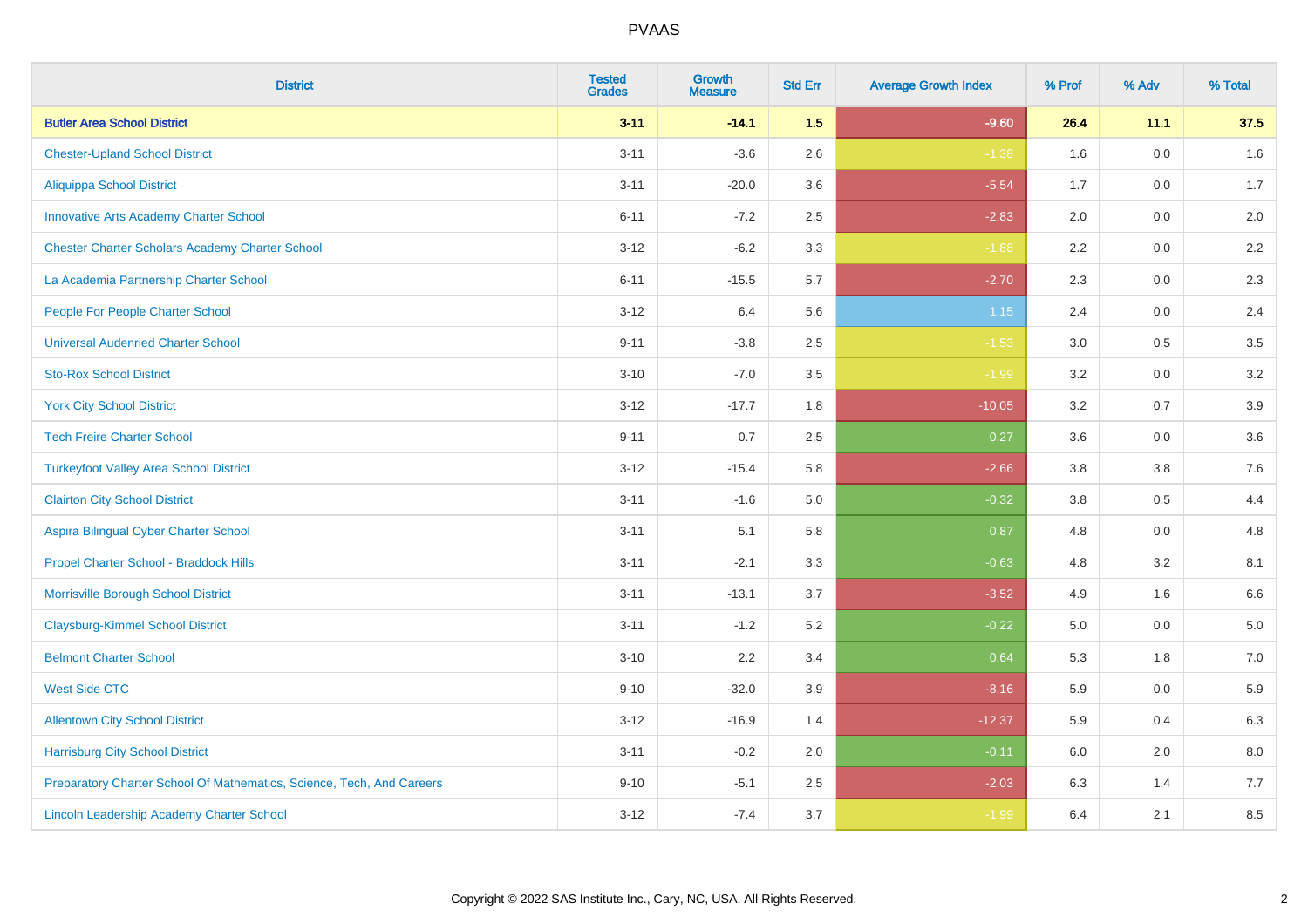| District | Tested Grades | Growth Measure | Std Err | Average Growth Index | % Prof | % Adv | % Total |
|---|---|---|---|---|---|---|---|
| **Butler Area School District** | **3-11** | **-14.1** | **1.5** | **-9.60** | **26.4** | **11.1** | **37.5** |
| Chester-Upland School District | 3-11 | -3.6 | 2.6 | -1.38 | 1.6 | 0.0 | 1.6 |
| Aliquippa School District | 3-11 | -20.0 | 3.6 | -5.54 | 1.7 | 0.0 | 1.7 |
| Innovative Arts Academy Charter School | 6-11 | -7.2 | 2.5 | -2.83 | 2.0 | 0.0 | 2.0 |
| Chester Charter Scholars Academy Charter School | 3-12 | -6.2 | 3.3 | -1.88 | 2.2 | 0.0 | 2.2 |
| La Academia Partnership Charter School | 6-11 | -15.5 | 5.7 | -2.70 | 2.3 | 0.0 | 2.3 |
| People For People Charter School | 3-12 | 6.4 | 5.6 | 1.15 | 2.4 | 0.0 | 2.4 |
| Universal Audenried Charter School | 9-11 | -3.8 | 2.5 | -1.53 | 3.0 | 0.5 | 3.5 |
| Sto-Rox School District | 3-10 | -7.0 | 3.5 | -1.99 | 3.2 | 0.0 | 3.2 |
| York City School District | 3-12 | -17.7 | 1.8 | -10.05 | 3.2 | 0.7 | 3.9 |
| Tech Freire Charter School | 9-11 | 0.7 | 2.5 | 0.27 | 3.6 | 0.0 | 3.6 |
| Turkeyfoot Valley Area School District | 3-12 | -15.4 | 5.8 | -2.66 | 3.8 | 3.8 | 7.6 |
| Clairton City School District | 3-11 | -1.6 | 5.0 | -0.32 | 3.8 | 0.5 | 4.4 |
| Aspira Bilingual Cyber Charter School | 3-11 | 5.1 | 5.8 | 0.87 | 4.8 | 0.0 | 4.8 |
| Propel Charter School - Braddock Hills | 3-11 | -2.1 | 3.3 | -0.63 | 4.8 | 3.2 | 8.1 |
| Morrisville Borough School District | 3-11 | -13.1 | 3.7 | -3.52 | 4.9 | 1.6 | 6.6 |
| Claysburg-Kimmel School District | 3-11 | -1.2 | 5.2 | -0.22 | 5.0 | 0.0 | 5.0 |
| Belmont Charter School | 3-10 | 2.2 | 3.4 | 0.64 | 5.3 | 1.8 | 7.0 |
| West Side CTC | 9-10 | -32.0 | 3.9 | -8.16 | 5.9 | 0.0 | 5.9 |
| Allentown City School District | 3-12 | -16.9 | 1.4 | -12.37 | 5.9 | 0.4 | 6.3 |
| Harrisburg City School District | 3-11 | -0.2 | 2.0 | -0.11 | 6.0 | 2.0 | 8.0 |
| Preparatory Charter School Of Mathematics, Science, Tech, And Careers | 9-10 | -5.1 | 2.5 | -2.03 | 6.3 | 1.4 | 7.7 |
| Lincoln Leadership Academy Charter School | 3-12 | -7.4 | 3.7 | -1.99 | 6.4 | 2.1 | 8.5 |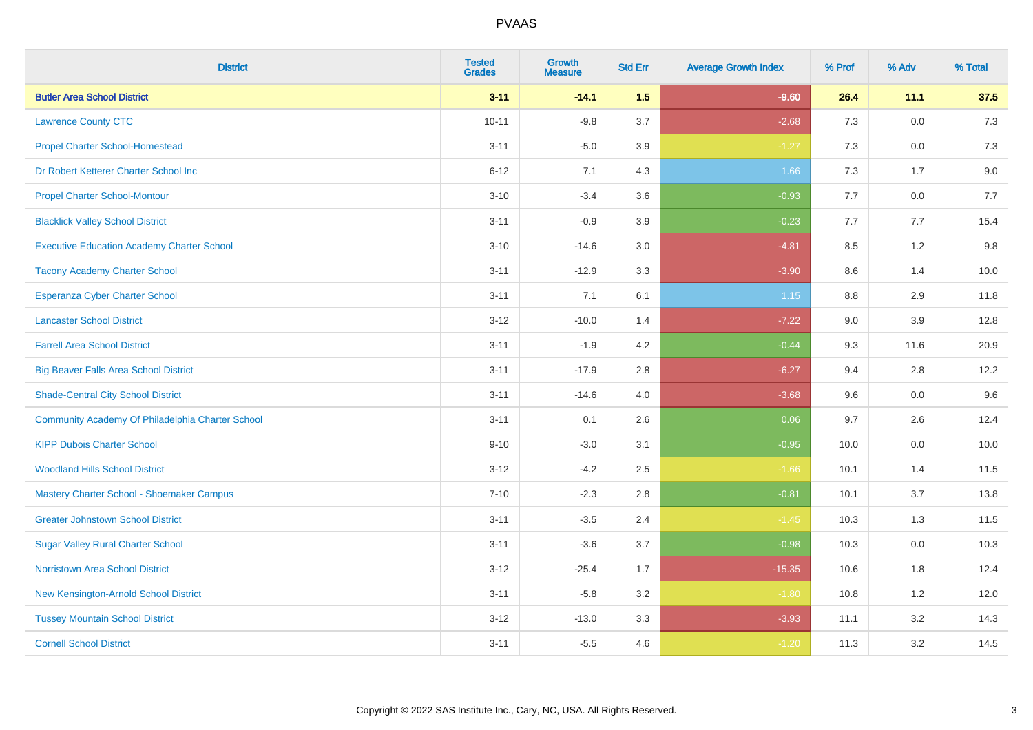# PVAAS

| District | Tested Grades | Growth Measure | Std Err | Average Growth Index | % Prof | % Adv | % Total |
|---|---|---|---|---|---|---|---|
| **Butler Area School District** | **3-11** | **-14.1** | **1.5** | **-9.60** | **26.4** | **11.1** | **37.5** |
| Lawrence County CTC | 10-11 | -9.8 | 3.7 | -2.68 | 7.3 | 0.0 | 7.3 |
| Propel Charter School-Homestead | 3-11 | -5.0 | 3.9 | -1.27 | 7.3 | 0.0 | 7.3 |
| Dr Robert Ketterer Charter School Inc | 6-12 | 7.1 | 4.3 | 1.66 | 7.3 | 1.7 | 9.0 |
| Propel Charter School-Montour | 3-10 | -3.4 | 3.6 | -0.93 | 7.7 | 0.0 | 7.7 |
| Blacklick Valley School District | 3-11 | -0.9 | 3.9 | -0.23 | 7.7 | 7.7 | 15.4 |
| Executive Education Academy Charter School | 3-10 | -14.6 | 3.0 | -4.81 | 8.5 | 1.2 | 9.8 |
| Tacony Academy Charter School | 3-11 | -12.9 | 3.3 | -3.90 | 8.6 | 1.4 | 10.0 |
| Esperanza Cyber Charter School | 3-11 | 7.1 | 6.1 | 1.15 | 8.8 | 2.9 | 11.8 |
| Lancaster School District | 3-12 | -10.0 | 1.4 | -7.22 | 9.0 | 3.9 | 12.8 |
| Farrell Area School District | 3-11 | -1.9 | 4.2 | -0.44 | 9.3 | 11.6 | 20.9 |
| Big Beaver Falls Area School District | 3-11 | -17.9 | 2.8 | -6.27 | 9.4 | 2.8 | 12.2 |
| Shade-Central City School District | 3-11 | -14.6 | 4.0 | -3.68 | 9.6 | 0.0 | 9.6 |
| Community Academy Of Philadelphia Charter School | 3-11 | 0.1 | 2.6 | 0.06 | 9.7 | 2.6 | 12.4 |
| KIPP Dubois Charter School | 9-10 | -3.0 | 3.1 | -0.95 | 10.0 | 0.0 | 10.0 |
| Woodland Hills School District | 3-12 | -4.2 | 2.5 | -1.66 | 10.1 | 1.4 | 11.5 |
| Mastery Charter School - Shoemaker Campus | 7-10 | -2.3 | 2.8 | -0.81 | 10.1 | 3.7 | 13.8 |
| Greater Johnstown School District | 3-11 | -3.5 | 2.4 | -1.45 | 10.3 | 1.3 | 11.5 |
| Sugar Valley Rural Charter School | 3-11 | -3.6 | 3.7 | -0.98 | 10.3 | 0.0 | 10.3 |
| Norristown Area School District | 3-12 | -25.4 | 1.7 | -15.35 | 10.6 | 1.8 | 12.4 |
| New Kensington-Arnold School District | 3-11 | -5.8 | 3.2 | -1.80 | 10.8 | 1.2 | 12.0 |
| Tussey Mountain School District | 3-12 | -13.0 | 3.3 | -3.93 | 11.1 | 3.2 | 14.3 |
| Cornell School District | 3-11 | -5.5 | 4.6 | -1.20 | 11.3 | 3.2 | 14.5 |

Copyright © 2022 SAS Institute Inc., Cary, NC, USA. All Rights Reserved.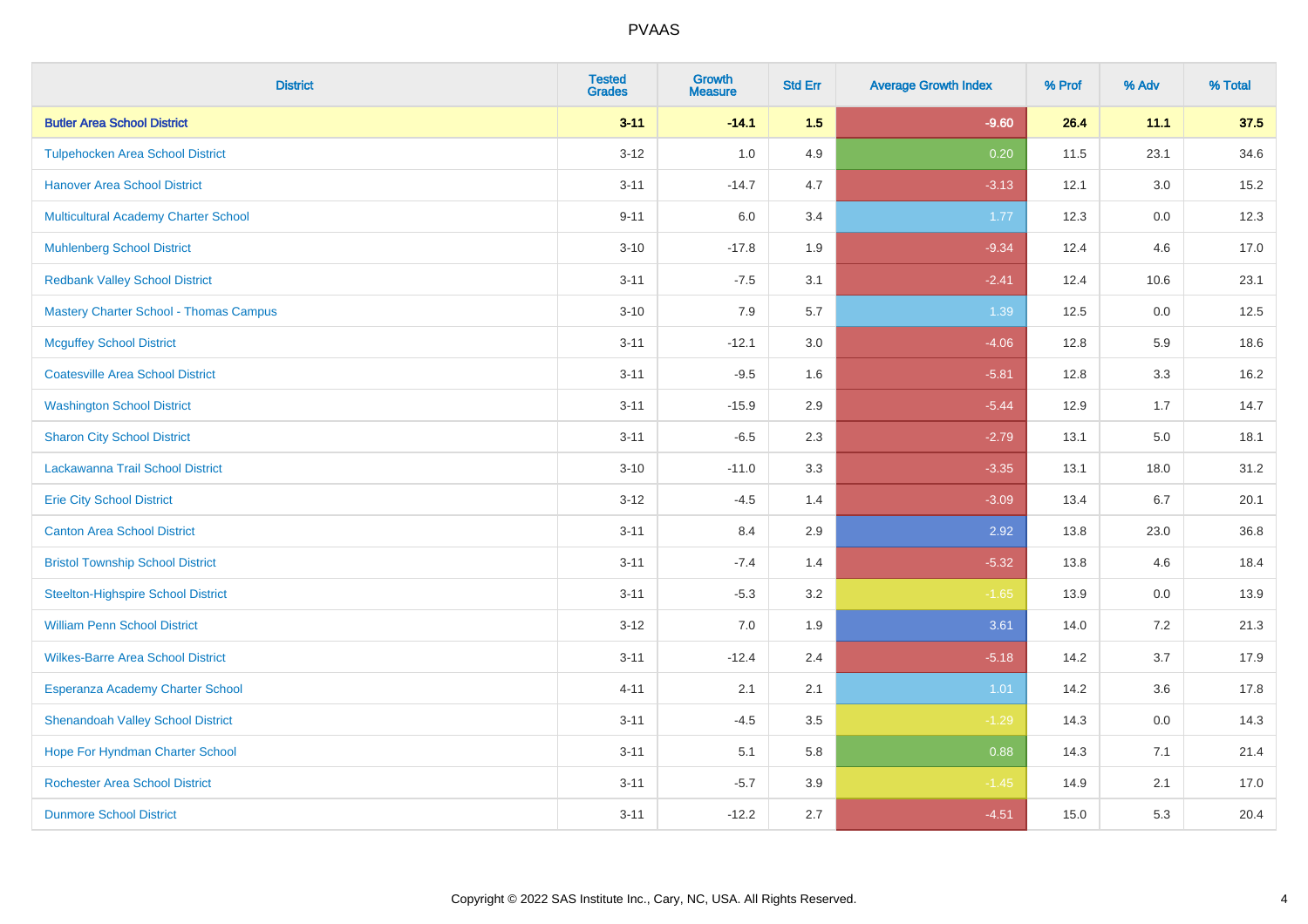# PVAAS

| District | Tested Grades | Growth Measure | Std Err | Average Growth Index | % Prof | % Adv | % Total |
|---|---|---|---|---|---|---|---|
| **Butler Area School District** | **3-11** | **-14.1** | **1.5** | **-9.60** | **26.4** | **11.1** | **37.5** |
| Tulpehocken Area School District | 3-12 | 1.0 | 4.9 | 0.20 | 11.5 | 23.1 | 34.6 |
| Hanover Area School District | 3-11 | -14.7 | 4.7 | -3.13 | 12.1 | 3.0 | 15.2 |
| Multicultural Academy Charter School | 9-11 | 6.0 | 3.4 | 1.77 | 12.3 | 0.0 | 12.3 |
| Muhlenberg School District | 3-10 | -17.8 | 1.9 | -9.34 | 12.4 | 4.6 | 17.0 |
| Redbank Valley School District | 3-11 | -7.5 | 3.1 | -2.41 | 12.4 | 10.6 | 23.1 |
| Mastery Charter School - Thomas Campus | 3-10 | 7.9 | 5.7 | 1.39 | 12.5 | 0.0 | 12.5 |
| Mcguffey School District | 3-11 | -12.1 | 3.0 | -4.06 | 12.8 | 5.9 | 18.6 |
| Coatesville Area School District | 3-11 | -9.5 | 1.6 | -5.81 | 12.8 | 3.3 | 16.2 |
| Washington School District | 3-11 | -15.9 | 2.9 | -5.44 | 12.9 | 1.7 | 14.7 |
| Sharon City School District | 3-11 | -6.5 | 2.3 | -2.79 | 13.1 | 5.0 | 18.1 |
| Lackawanna Trail School District | 3-10 | -11.0 | 3.3 | -3.35 | 13.1 | 18.0 | 31.2 |
| Erie City School District | 3-12 | -4.5 | 1.4 | -3.09 | 13.4 | 6.7 | 20.1 |
| Canton Area School District | 3-11 | 8.4 | 2.9 | 2.92 | 13.8 | 23.0 | 36.8 |
| Bristol Township School District | 3-11 | -7.4 | 1.4 | -5.32 | 13.8 | 4.6 | 18.4 |
| Steelton-Highspire School District | 3-11 | -5.3 | 3.2 | -1.65 | 13.9 | 0.0 | 13.9 |
| William Penn School District | 3-12 | 7.0 | 1.9 | 3.61 | 14.0 | 7.2 | 21.3 |
| Wilkes-Barre Area School District | 3-11 | -12.4 | 2.4 | -5.18 | 14.2 | 3.7 | 17.9 |
| Esperanza Academy Charter School | 4-11 | 2.1 | 2.1 | 1.01 | 14.2 | 3.6 | 17.8 |
| Shenandoah Valley School District | 3-11 | -4.5 | 3.5 | -1.29 | 14.3 | 0.0 | 14.3 |
| Hope For Hyndman Charter School | 3-11 | 5.1 | 5.8 | 0.88 | 14.3 | 7.1 | 21.4 |
| Rochester Area School District | 3-11 | -5.7 | 3.9 | -1.45 | 14.9 | 2.1 | 17.0 |
| Dunmore School District | 3-11 | -12.2 | 2.7 | -4.51 | 15.0 | 5.3 | 20.4 |

Copyright © 2022 SAS Institute Inc., Cary, NC, USA. All Rights Reserved.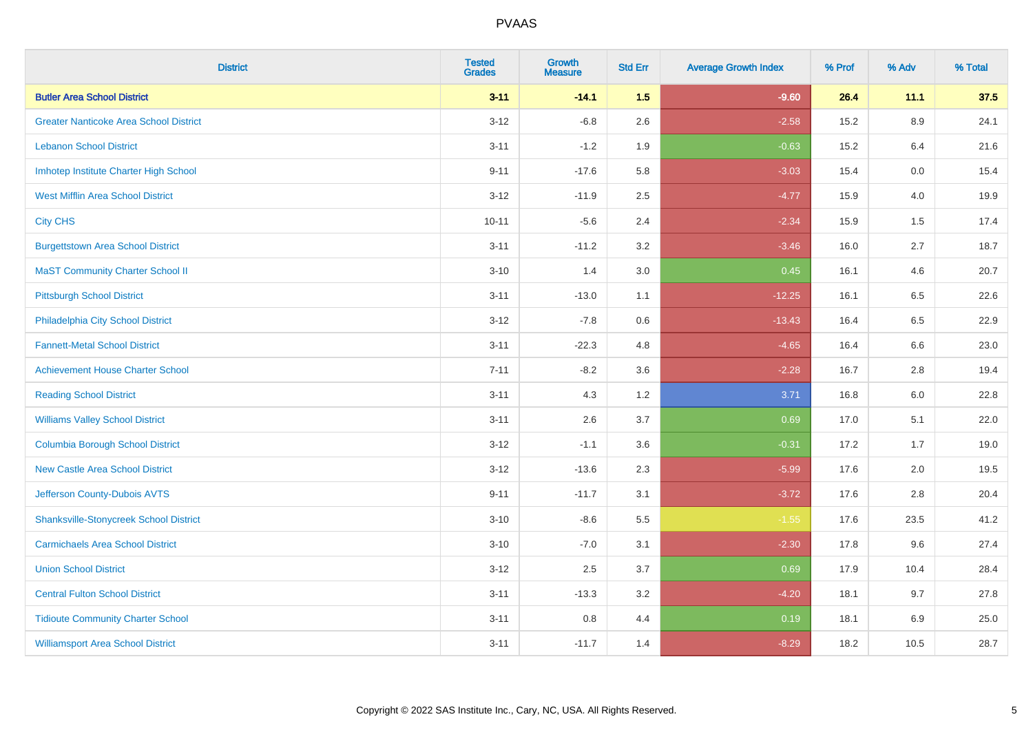PVAAS

| District | Tested Grades | Growth Measure | Std Err | Average Growth Index | % Prof | % Adv | % Total |
|---|---|---|---|---|---|---|---|
| **Butler Area School District** | **3-11** | **-14.1** | **1.5** | **-9.60** | **26.4** | **11.1** | **37.5** |
| Greater Nanticoke Area School District | 3-12 | -6.8 | 2.6 | -2.58 | 15.2 | 8.9 | 24.1 |
| Lebanon School District | 3-11 | -1.2 | 1.9 | -0.63 | 15.2 | 6.4 | 21.6 |
| Imhotep Institute Charter High School | 9-11 | -17.6 | 5.8 | -3.03 | 15.4 | 0.0 | 15.4 |
| West Mifflin Area School District | 3-12 | -11.9 | 2.5 | -4.77 | 15.9 | 4.0 | 19.9 |
| City CHS | 10-11 | -5.6 | 2.4 | -2.34 | 15.9 | 1.5 | 17.4 |
| Burgettstown Area School District | 3-11 | -11.2 | 3.2 | -3.46 | 16.0 | 2.7 | 18.7 |
| MaST Community Charter School II | 3-10 | 1.4 | 3.0 | 0.45 | 16.1 | 4.6 | 20.7 |
| Pittsburgh School District | 3-11 | -13.0 | 1.1 | -12.25 | 16.1 | 6.5 | 22.6 |
| Philadelphia City School District | 3-12 | -7.8 | 0.6 | -13.43 | 16.4 | 6.5 | 22.9 |
| Fannett-Metal School District | 3-11 | -22.3 | 4.8 | -4.65 | 16.4 | 6.6 | 23.0 |
| Achievement House Charter School | 7-11 | -8.2 | 3.6 | -2.28 | 16.7 | 2.8 | 19.4 |
| Reading School District | 3-11 | 4.3 | 1.2 | 3.71 | 16.8 | 6.0 | 22.8 |
| Williams Valley School District | 3-11 | 2.6 | 3.7 | 0.69 | 17.0 | 5.1 | 22.0 |
| Columbia Borough School District | 3-12 | -1.1 | 3.6 | -0.31 | 17.2 | 1.7 | 19.0 |
| New Castle Area School District | 3-12 | -13.6 | 2.3 | -5.99 | 17.6 | 2.0 | 19.5 |
| Jefferson County-Dubois AVTS | 9-11 | -11.7 | 3.1 | -3.72 | 17.6 | 2.8 | 20.4 |
| Shanksville-Stonycreek School District | 3-10 | -8.6 | 5.5 | -1.55 | 17.6 | 23.5 | 41.2 |
| Carmichaels Area School District | 3-10 | -7.0 | 3.1 | -2.30 | 17.8 | 9.6 | 27.4 |
| Union School District | 3-12 | 2.5 | 3.7 | 0.69 | 17.9 | 10.4 | 28.4 |
| Central Fulton School District | 3-11 | -13.3 | 3.2 | -4.20 | 18.1 | 9.7 | 27.8 |
| Tidioute Community Charter School | 3-11 | 0.8 | 4.4 | 0.19 | 18.1 | 6.9 | 25.0 |
| Williamsport Area School District | 3-11 | -11.7 | 1.4 | -8.29 | 18.2 | 10.5 | 28.7 |

Copyright © 2022 SAS Institute Inc., Cary, NC, USA. All Rights Reserved.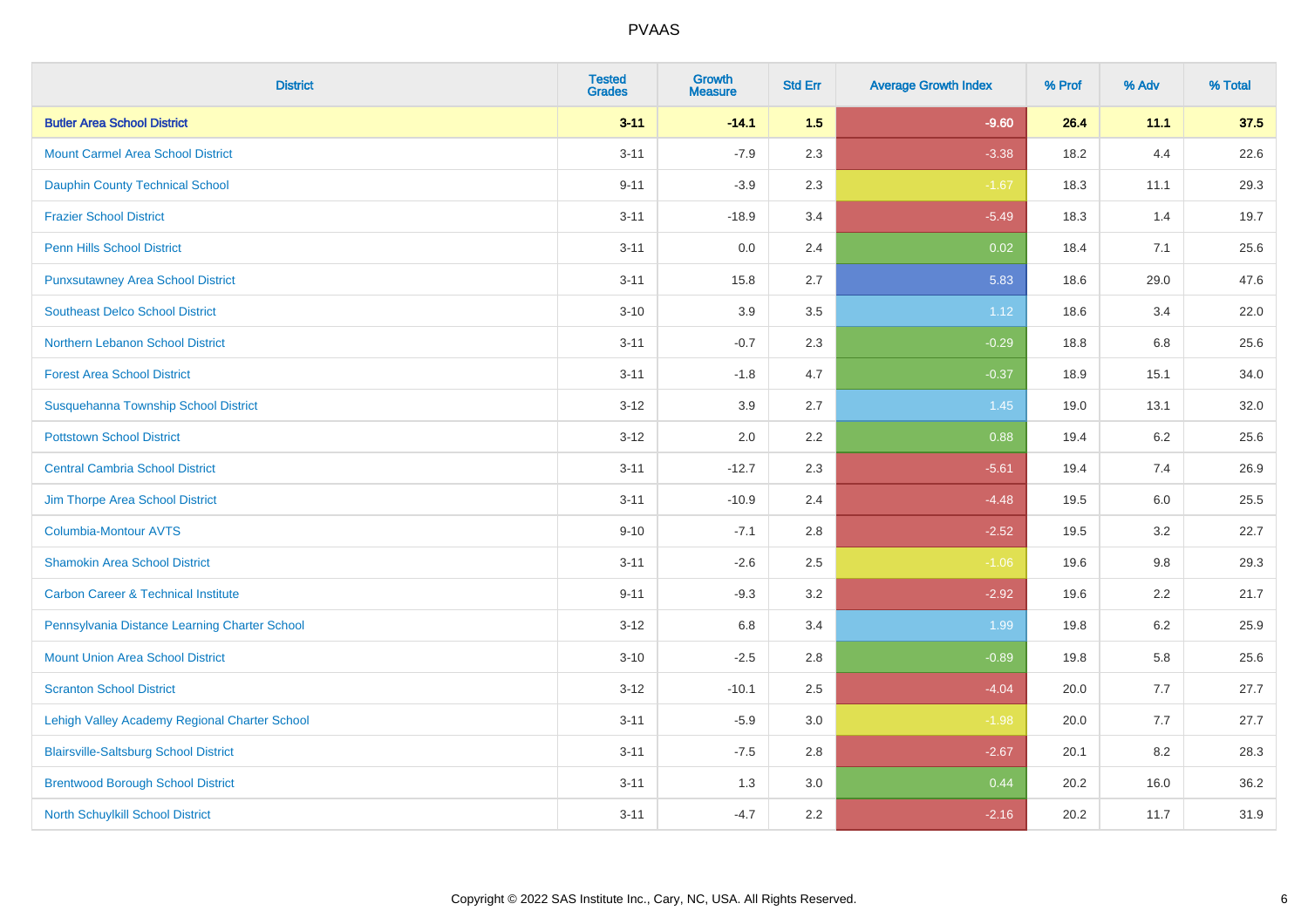| District | Tested Grades | Growth Measure | Std Err | Average Growth Index | % Prof | % Adv | % Total |
|---|---|---|---|---|---|---|---|
| **Butler Area School District** | **3-11** | **-14.1** | **1.5** | **-9.60** | **26.4** | **11.1** | **37.5** |
| Mount Carmel Area School District | 3-11 | -7.9 | 2.3 | -3.38 | 18.2 | 4.4 | 22.6 |
| Dauphin County Technical School | 9-11 | -3.9 | 2.3 | -1.67 | 18.3 | 11.1 | 29.3 |
| Frazier School District | 3-11 | -18.9 | 3.4 | -5.49 | 18.3 | 1.4 | 19.7 |
| Penn Hills School District | 3-11 | 0.0 | 2.4 | 0.02 | 18.4 | 7.1 | 25.6 |
| Punxsutawney Area School District | 3-11 | 15.8 | 2.7 | 5.83 | 18.6 | 29.0 | 47.6 |
| Southeast Delco School District | 3-10 | 3.9 | 3.5 | 1.12 | 18.6 | 3.4 | 22.0 |
| Northern Lebanon School District | 3-11 | -0.7 | 2.3 | -0.29 | 18.8 | 6.8 | 25.6 |
| Forest Area School District | 3-11 | -1.8 | 4.7 | -0.37 | 18.9 | 15.1 | 34.0 |
| Susquehanna Township School District | 3-12 | 3.9 | 2.7 | 1.45 | 19.0 | 13.1 | 32.0 |
| Pottstown School District | 3-12 | 2.0 | 2.2 | 0.88 | 19.4 | 6.2 | 25.6 |
| Central Cambria School District | 3-11 | -12.7 | 2.3 | -5.61 | 19.4 | 7.4 | 26.9 |
| Jim Thorpe Area School District | 3-11 | -10.9 | 2.4 | -4.48 | 19.5 | 6.0 | 25.5 |
| Columbia-Montour AVTS | 9-10 | -7.1 | 2.8 | -2.52 | 19.5 | 3.2 | 22.7 |
| Shamokin Area School District | 3-11 | -2.6 | 2.5 | -1.06 | 19.6 | 9.8 | 29.3 |
| Carbon Career & Technical Institute | 9-11 | -9.3 | 3.2 | -2.92 | 19.6 | 2.2 | 21.7 |
| Pennsylvania Distance Learning Charter School | 3-12 | 6.8 | 3.4 | 1.99 | 19.8 | 6.2 | 25.9 |
| Mount Union Area School District | 3-10 | -2.5 | 2.8 | -0.89 | 19.8 | 5.8 | 25.6 |
| Scranton School District | 3-12 | -10.1 | 2.5 | -4.04 | 20.0 | 7.7 | 27.7 |
| Lehigh Valley Academy Regional Charter School | 3-11 | -5.9 | 3.0 | -1.98 | 20.0 | 7.7 | 27.7 |
| Blairsville-Saltsburg School District | 3-11 | -7.5 | 2.8 | -2.67 | 20.1 | 8.2 | 28.3 |
| Brentwood Borough School District | 3-11 | 1.3 | 3.0 | 0.44 | 20.2 | 16.0 | 36.2 |
| North Schuylkill School District | 3-11 | -4.7 | 2.2 | -2.16 | 20.2 | 11.7 | 31.9 |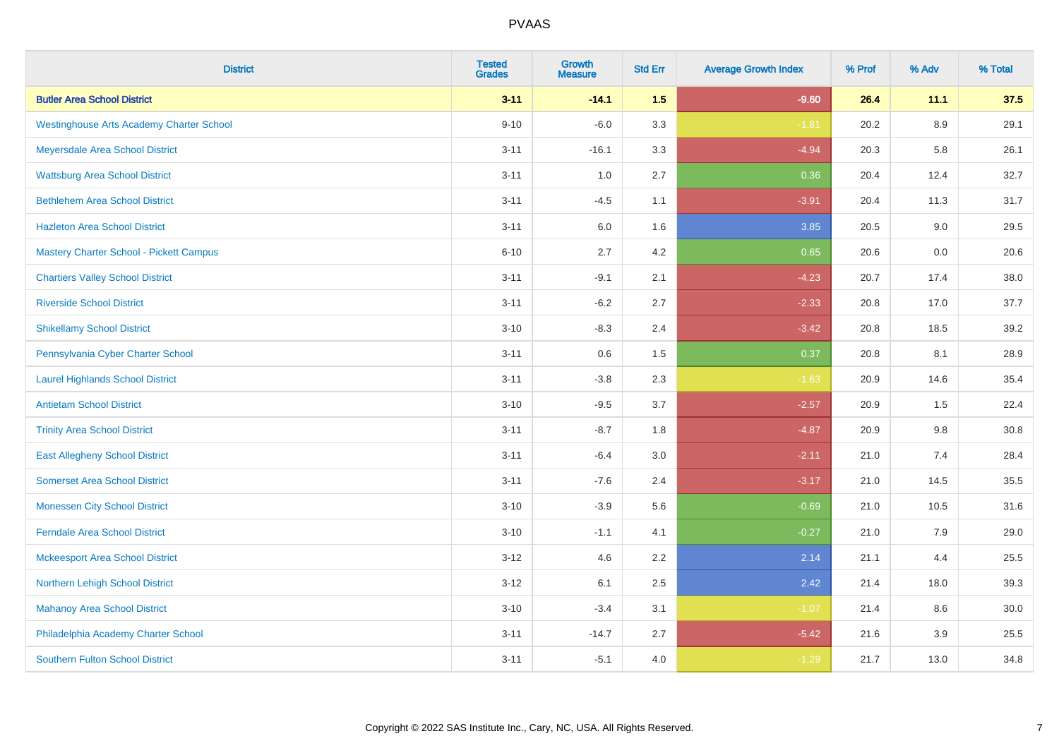| District | Tested Grades | Growth Measure | Std Err | Average Growth Index | % Prof | % Adv | % Total |
|---|---|---|---|---|---|---|---|
| **Butler Area School District** | **3-11** | **-14.1** | **1.5** | **-9.60** | **26.4** | **11.1** | **37.5** |
| Westinghouse Arts Academy Charter School | 9-10 | -6.0 | 3.3 | -1.81 | 20.2 | 8.9 | 29.1 |
| Meyersdale Area School District | 3-11 | -16.1 | 3.3 | -4.94 | 20.3 | 5.8 | 26.1 |
| Wattsburg Area School District | 3-11 | 1.0 | 2.7 | 0.36 | 20.4 | 12.4 | 32.7 |
| Bethlehem Area School District | 3-11 | -4.5 | 1.1 | -3.91 | 20.4 | 11.3 | 31.7 |
| Hazleton Area School District | 3-11 | 6.0 | 1.6 | 3.85 | 20.5 | 9.0 | 29.5 |
| Mastery Charter School - Pickett Campus | 6-10 | 2.7 | 4.2 | 0.65 | 20.6 | 0.0 | 20.6 |
| Chartiers Valley School District | 3-11 | -9.1 | 2.1 | -4.23 | 20.7 | 17.4 | 38.0 |
| Riverside School District | 3-11 | -6.2 | 2.7 | -2.33 | 20.8 | 17.0 | 37.7 |
| Shikellamy School District | 3-10 | -8.3 | 2.4 | -3.42 | 20.8 | 18.5 | 39.2 |
| Pennsylvania Cyber Charter School | 3-11 | 0.6 | 1.5 | 0.37 | 20.8 | 8.1 | 28.9 |
| Laurel Highlands School District | 3-11 | -3.8 | 2.3 | -1.63 | 20.9 | 14.6 | 35.4 |
| Antietam School District | 3-10 | -9.5 | 3.7 | -2.57 | 20.9 | 1.5 | 22.4 |
| Trinity Area School District | 3-11 | -8.7 | 1.8 | -4.87 | 20.9 | 9.8 | 30.8 |
| East Allegheny School District | 3-11 | -6.4 | 3.0 | -2.11 | 21.0 | 7.4 | 28.4 |
| Somerset Area School District | 3-11 | -7.6 | 2.4 | -3.17 | 21.0 | 14.5 | 35.5 |
| Monessen City School District | 3-10 | -3.9 | 5.6 | -0.69 | 21.0 | 10.5 | 31.6 |
| Ferndale Area School District | 3-10 | -1.1 | 4.1 | -0.27 | 21.0 | 7.9 | 29.0 |
| Mckeesport Area School District | 3-12 | 4.6 | 2.2 | 2.14 | 21.1 | 4.4 | 25.5 |
| Northern Lehigh School District | 3-12 | 6.1 | 2.5 | 2.42 | 21.4 | 18.0 | 39.3 |
| Mahanoy Area School District | 3-10 | -3.4 | 3.1 | -1.07 | 21.4 | 8.6 | 30.0 |
| Philadelphia Academy Charter School | 3-11 | -14.7 | 2.7 | -5.42 | 21.6 | 3.9 | 25.5 |
| Southern Fulton School District | 3-11 | -5.1 | 4.0 | -1.29 | 21.7 | 13.0 | 34.8 |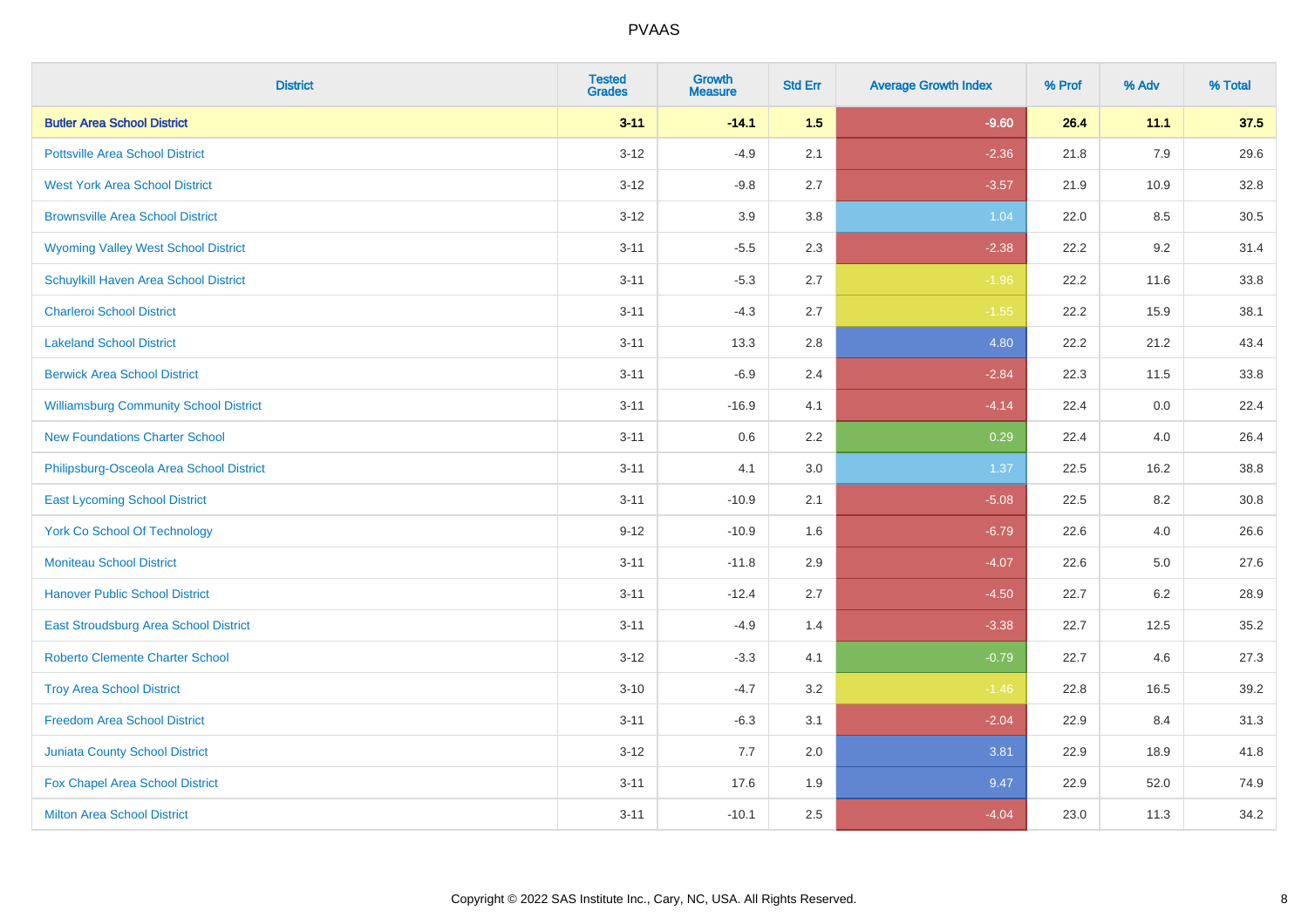# PVAAS

| District | Tested Grades | Growth Measure | Std Err | Average Growth Index | % Prof | % Adv | % Total |
|---|---|---|---|---|---|---|---|
| **Butler Area School District** | **3-11** | **-14.1** | **1.5** | **-9.60** | **26.4** | **11.1** | **37.5** |
| Pottsville Area School District | 3-12 | -4.9 | 2.1 | -2.36 | 21.8 | 7.9 | 29.6 |
| West York Area School District | 3-12 | -9.8 | 2.7 | -3.57 | 21.9 | 10.9 | 32.8 |
| Brownsville Area School District | 3-12 | 3.9 | 3.8 | 1.04 | 22.0 | 8.5 | 30.5 |
| Wyoming Valley West School District | 3-11 | -5.5 | 2.3 | -2.38 | 22.2 | 9.2 | 31.4 |
| Schuylkill Haven Area School District | 3-11 | -5.3 | 2.7 | -1.96 | 22.2 | 11.6 | 33.8 |
| Charleroi School District | 3-11 | -4.3 | 2.7 | -1.55 | 22.2 | 15.9 | 38.1 |
| Lakeland School District | 3-11 | 13.3 | 2.8 | 4.80 | 22.2 | 21.2 | 43.4 |
| Berwick Area School District | 3-11 | -6.9 | 2.4 | -2.84 | 22.3 | 11.5 | 33.8 |
| Williamsburg Community School District | 3-11 | -16.9 | 4.1 | -4.14 | 22.4 | 0.0 | 22.4 |
| New Foundations Charter School | 3-11 | 0.6 | 2.2 | 0.29 | 22.4 | 4.0 | 26.4 |
| Philipsburg-Osceola Area School District | 3-11 | 4.1 | 3.0 | 1.37 | 22.5 | 16.2 | 38.8 |
| East Lycoming School District | 3-11 | -10.9 | 2.1 | -5.08 | 22.5 | 8.2 | 30.8 |
| York Co School Of Technology | 9-12 | -10.9 | 1.6 | -6.79 | 22.6 | 4.0 | 26.6 |
| Moniteau School District | 3-11 | -11.8 | 2.9 | -4.07 | 22.6 | 5.0 | 27.6 |
| Hanover Public School District | 3-11 | -12.4 | 2.7 | -4.50 | 22.7 | 6.2 | 28.9 |
| East Stroudsburg Area School District | 3-11 | -4.9 | 1.4 | -3.38 | 22.7 | 12.5 | 35.2 |
| Roberto Clemente Charter School | 3-12 | -3.3 | 4.1 | -0.79 | 22.7 | 4.6 | 27.3 |
| Troy Area School District | 3-10 | -4.7 | 3.2 | -1.46 | 22.8 | 16.5 | 39.2 |
| Freedom Area School District | 3-11 | -6.3 | 3.1 | -2.04 | 22.9 | 8.4 | 31.3 |
| Juniata County School District | 3-12 | 7.7 | 2.0 | 3.81 | 22.9 | 18.9 | 41.8 |
| Fox Chapel Area School District | 3-11 | 17.6 | 1.9 | 9.47 | 22.9 | 52.0 | 74.9 |
| Milton Area School District | 3-11 | -10.1 | 2.5 | -4.04 | 23.0 | 11.3 | 34.2 |

Copyright © 2022 SAS Institute Inc., Cary, NC, USA. All Rights Reserved.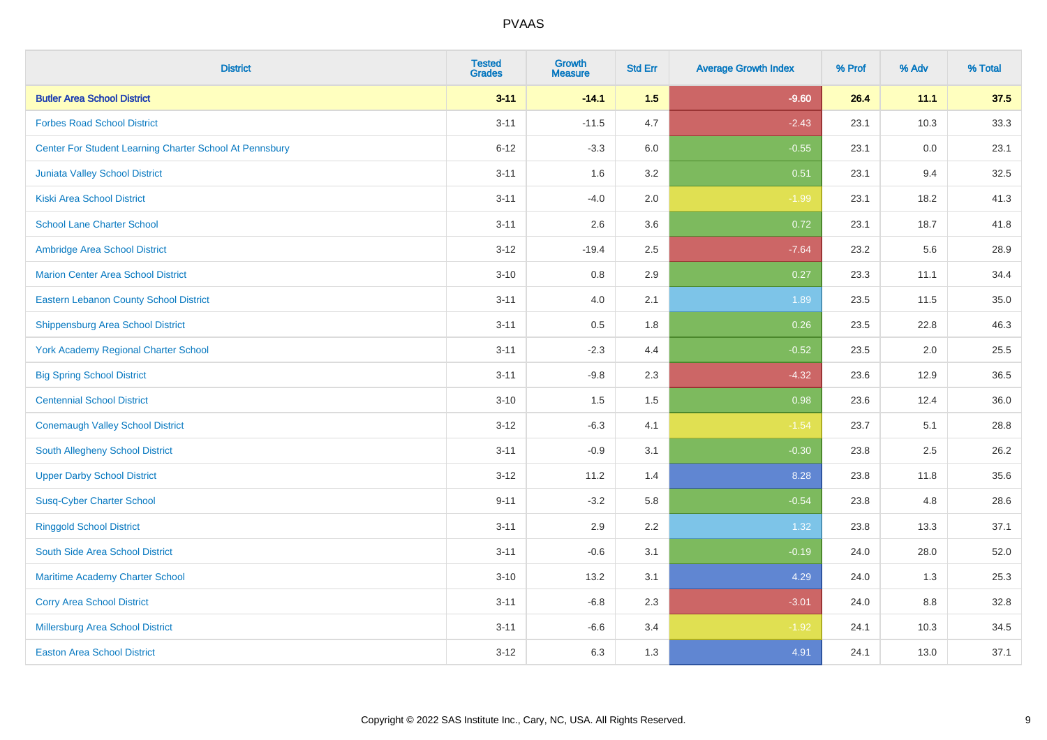# PVAAS

| District | Tested Grades | Growth Measure | Std Err | Average Growth Index | % Prof | % Adv | % Total |
|---|---|---|---|---|---|---|---|
| **Butler Area School District** | **3-11** | **-14.1** | **1.5** | **-9.60** | **26.4** | **11.1** | **37.5** |
| Forbes Road School District | 3-11 | -11.5 | 4.7 | -2.43 | 23.1 | 10.3 | 33.3 |
| Center For Student Learning Charter School At Pennsbury | 6-12 | -3.3 | 6.0 | -0.55 | 23.1 | 0.0 | 23.1 |
| Juniata Valley School District | 3-11 | 1.6 | 3.2 | 0.51 | 23.1 | 9.4 | 32.5 |
| Kiski Area School District | 3-11 | -4.0 | 2.0 | -1.99 | 23.1 | 18.2 | 41.3 |
| School Lane Charter School | 3-11 | 2.6 | 3.6 | 0.72 | 23.1 | 18.7 | 41.8 |
| Ambridge Area School District | 3-12 | -19.4 | 2.5 | -7.64 | 23.2 | 5.6 | 28.9 |
| Marion Center Area School District | 3-10 | 0.8 | 2.9 | 0.27 | 23.3 | 11.1 | 34.4 |
| Eastern Lebanon County School District | 3-11 | 4.0 | 2.1 | 1.89 | 23.5 | 11.5 | 35.0 |
| Shippensburg Area School District | 3-11 | 0.5 | 1.8 | 0.26 | 23.5 | 22.8 | 46.3 |
| York Academy Regional Charter School | 3-11 | -2.3 | 4.4 | -0.52 | 23.5 | 2.0 | 25.5 |
| Big Spring School District | 3-11 | -9.8 | 2.3 | -4.32 | 23.6 | 12.9 | 36.5 |
| Centennial School District | 3-10 | 1.5 | 1.5 | 0.98 | 23.6 | 12.4 | 36.0 |
| Conemaugh Valley School District | 3-12 | -6.3 | 4.1 | -1.54 | 23.7 | 5.1 | 28.8 |
| South Allegheny School District | 3-11 | -0.9 | 3.1 | -0.30 | 23.8 | 2.5 | 26.2 |
| Upper Darby School District | 3-12 | 11.2 | 1.4 | 8.28 | 23.8 | 11.8 | 35.6 |
| Susq-Cyber Charter School | 9-11 | -3.2 | 5.8 | -0.54 | 23.8 | 4.8 | 28.6 |
| Ringgold School District | 3-11 | 2.9 | 2.2 | 1.32 | 23.8 | 13.3 | 37.1 |
| South Side Area School District | 3-11 | -0.6 | 3.1 | -0.19 | 24.0 | 28.0 | 52.0 |
| Maritime Academy Charter School | 3-10 | 13.2 | 3.1 | 4.29 | 24.0 | 1.3 | 25.3 |
| Corry Area School District | 3-11 | -6.8 | 2.3 | -3.01 | 24.0 | 8.8 | 32.8 |
| Millersburg Area School District | 3-11 | -6.6 | 3.4 | -1.92 | 24.1 | 10.3 | 34.5 |
| Easton Area School District | 3-12 | 6.3 | 1.3 | 4.91 | 24.1 | 13.0 | 37.1 |

Copyright © 2022 SAS Institute Inc., Cary, NC, USA. All Rights Reserved.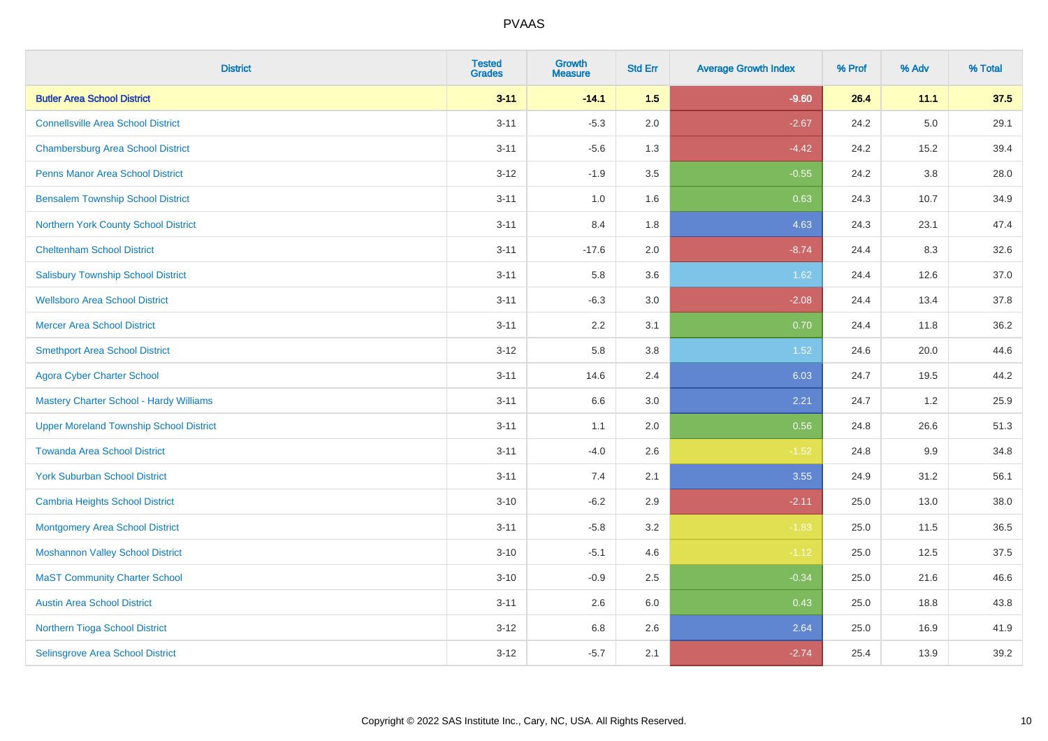# PVAAS

| District | Tested Grades | Growth Measure | Std Err | Average Growth Index | % Prof | % Adv | % Total |
|---|---|---|---|---|---|---|---|
| **Butler Area School District** | **3-11** | **-14.1** | **1.5** | **-9.60** | **26.4** | **11.1** | **37.5** |
| Connellsville Area School District | 3-11 | -5.3 | 2.0 | -2.67 | 24.2 | 5.0 | 29.1 |
| Chambersburg Area School District | 3-11 | -5.6 | 1.3 | -4.42 | 24.2 | 15.2 | 39.4 |
| Penns Manor Area School District | 3-12 | -1.9 | 3.5 | -0.55 | 24.2 | 3.8 | 28.0 |
| Bensalem Township School District | 3-11 | 1.0 | 1.6 | 0.63 | 24.3 | 10.7 | 34.9 |
| Northern York County School District | 3-11 | 8.4 | 1.8 | 4.63 | 24.3 | 23.1 | 47.4 |
| Cheltenham School District | 3-11 | -17.6 | 2.0 | -8.74 | 24.4 | 8.3 | 32.6 |
| Salisbury Township School District | 3-11 | 5.8 | 3.6 | 1.62 | 24.4 | 12.6 | 37.0 |
| Wellsboro Area School District | 3-11 | -6.3 | 3.0 | -2.08 | 24.4 | 13.4 | 37.8 |
| Mercer Area School District | 3-11 | 2.2 | 3.1 | 0.70 | 24.4 | 11.8 | 36.2 |
| Smethport Area School District | 3-12 | 5.8 | 3.8 | 1.52 | 24.6 | 20.0 | 44.6 |
| Agora Cyber Charter School | 3-11 | 14.6 | 2.4 | 6.03 | 24.7 | 19.5 | 44.2 |
| Mastery Charter School - Hardy Williams | 3-11 | 6.6 | 3.0 | 2.21 | 24.7 | 1.2 | 25.9 |
| Upper Moreland Township School District | 3-11 | 1.1 | 2.0 | 0.56 | 24.8 | 26.6 | 51.3 |
| Towanda Area School District | 3-11 | -4.0 | 2.6 | -1.52 | 24.8 | 9.9 | 34.8 |
| York Suburban School District | 3-11 | 7.4 | 2.1 | 3.55 | 24.9 | 31.2 | 56.1 |
| Cambria Heights School District | 3-10 | -6.2 | 2.9 | -2.11 | 25.0 | 13.0 | 38.0 |
| Montgomery Area School District | 3-11 | -5.8 | 3.2 | -1.83 | 25.0 | 11.5 | 36.5 |
| Moshannon Valley School District | 3-10 | -5.1 | 4.6 | -1.12 | 25.0 | 12.5 | 37.5 |
| MaST Community Charter School | 3-10 | -0.9 | 2.5 | -0.34 | 25.0 | 21.6 | 46.6 |
| Austin Area School District | 3-11 | 2.6 | 6.0 | 0.43 | 25.0 | 18.8 | 43.8 |
| Northern Tioga School District | 3-12 | 6.8 | 2.6 | 2.64 | 25.0 | 16.9 | 41.9 |
| Selinsgrove Area School District | 3-12 | -5.7 | 2.1 | -2.74 | 25.4 | 13.9 | 39.2 |

Copyright © 2022 SAS Institute Inc., Cary, NC, USA. All Rights Reserved.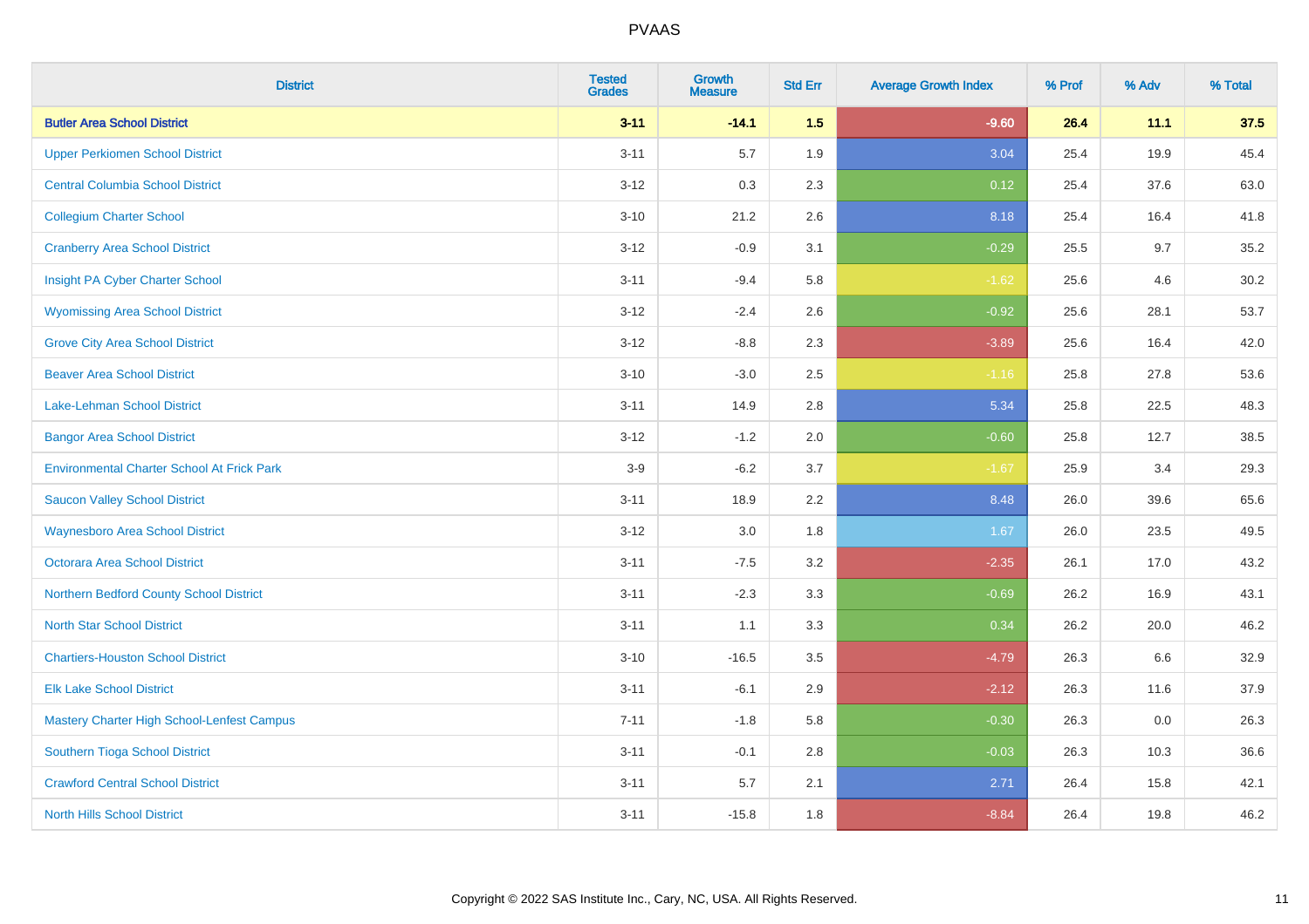# PVAAS

| District | Tested Grades | Growth Measure | Std Err | Average Growth Index | % Prof | % Adv | % Total |
|---|---|---|---|---|---|---|---|
| **Butler Area School District** | **3-11** | **-14.1** | **1.5** | **-9.60** | **26.4** | **11.1** | **37.5** |
| Upper Perkiomen School District | 3-11 | 5.7 | 1.9 | 3.04 | 25.4 | 19.9 | 45.4 |
| Central Columbia School District | 3-12 | 0.3 | 2.3 | 0.12 | 25.4 | 37.6 | 63.0 |
| Collegium Charter School | 3-10 | 21.2 | 2.6 | 8.18 | 25.4 | 16.4 | 41.8 |
| Cranberry Area School District | 3-12 | -0.9 | 3.1 | -0.29 | 25.5 | 9.7 | 35.2 |
| Insight PA Cyber Charter School | 3-11 | -9.4 | 5.8 | -1.62 | 25.6 | 4.6 | 30.2 |
| Wyomissing Area School District | 3-12 | -2.4 | 2.6 | -0.92 | 25.6 | 28.1 | 53.7 |
| Grove City Area School District | 3-12 | -8.8 | 2.3 | -3.89 | 25.6 | 16.4 | 42.0 |
| Beaver Area School District | 3-10 | -3.0 | 2.5 | -1.16 | 25.8 | 27.8 | 53.6 |
| Lake-Lehman School District | 3-11 | 14.9 | 2.8 | 5.34 | 25.8 | 22.5 | 48.3 |
| Bangor Area School District | 3-12 | -1.2 | 2.0 | -0.60 | 25.8 | 12.7 | 38.5 |
| Environmental Charter School At Frick Park | 3-9 | -6.2 | 3.7 | -1.67 | 25.9 | 3.4 | 29.3 |
| Saucon Valley School District | 3-11 | 18.9 | 2.2 | 8.48 | 26.0 | 39.6 | 65.6 |
| Waynesboro Area School District | 3-12 | 3.0 | 1.8 | 1.67 | 26.0 | 23.5 | 49.5 |
| Octorara Area School District | 3-11 | -7.5 | 3.2 | -2.35 | 26.1 | 17.0 | 43.2 |
| Northern Bedford County School District | 3-11 | -2.3 | 3.3 | -0.69 | 26.2 | 16.9 | 43.1 |
| North Star School District | 3-11 | 1.1 | 3.3 | 0.34 | 26.2 | 20.0 | 46.2 |
| Chartiers-Houston School District | 3-10 | -16.5 | 3.5 | -4.79 | 26.3 | 6.6 | 32.9 |
| Elk Lake School District | 3-11 | -6.1 | 2.9 | -2.12 | 26.3 | 11.6 | 37.9 |
| Mastery Charter High School-Lenfest Campus | 7-11 | -1.8 | 5.8 | -0.30 | 26.3 | 0.0 | 26.3 |
| Southern Tioga School District | 3-11 | -0.1 | 2.8 | -0.03 | 26.3 | 10.3 | 36.6 |
| Crawford Central School District | 3-11 | 5.7 | 2.1 | 2.71 | 26.4 | 15.8 | 42.1 |
| North Hills School District | 3-11 | -15.8 | 1.8 | -8.84 | 26.4 | 19.8 | 46.2 |

Copyright © 2022 SAS Institute Inc., Cary, NC, USA. All Rights Reserved.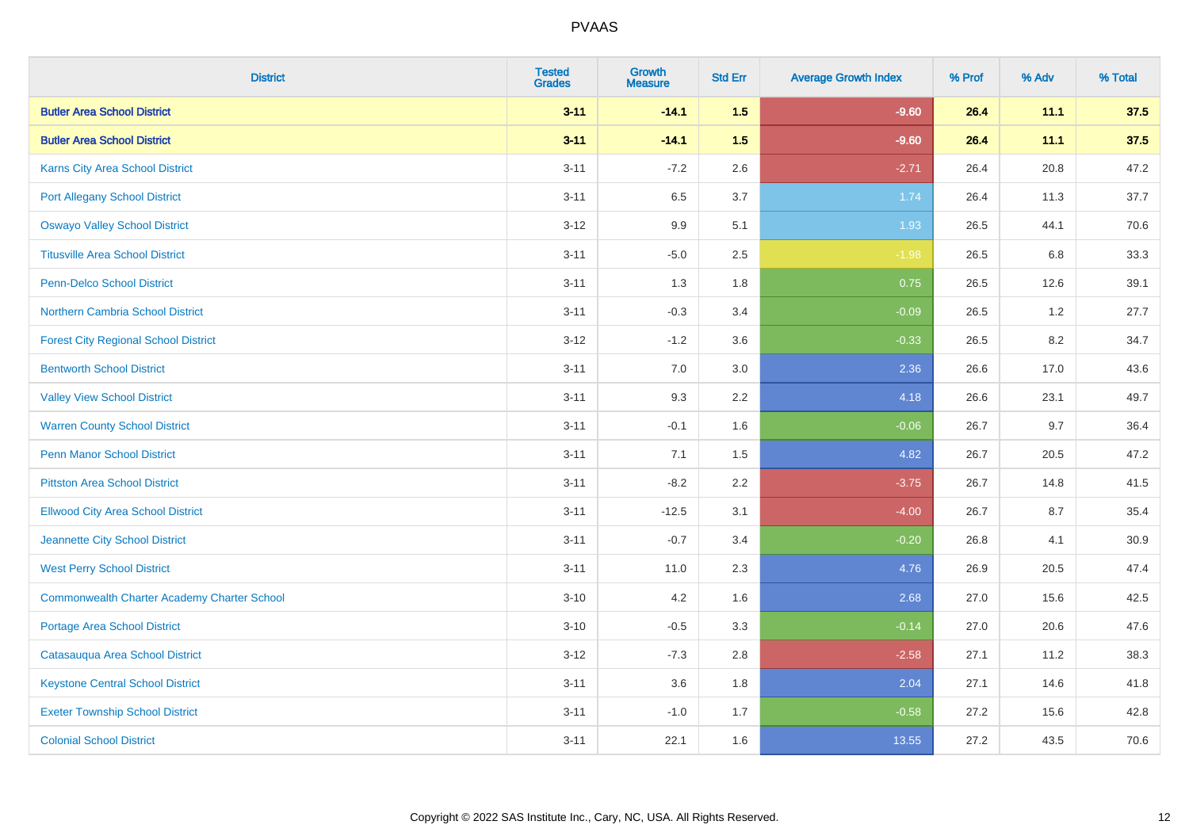| District | Tested Grades | Growth Measure | Std Err | Average Growth Index | % Prof | % Adv | % Total |
|---|---|---|---|---|---|---|---|
| **Butler Area School District** | **3-11** | **-14.1** | **1.5** | **-9.60** | **26.4** | **11.1** | **37.5** |
| **Butler Area School District** | **3-11** | **-14.1** | **1.5** | **-9.60** | **26.4** | **11.1** | **37.5** |
| Karns City Area School District | 3-11 | -7.2 | 2.6 | -2.71 | 26.4 | 20.8 | 47.2 |
| Port Allegany School District | 3-11 | 6.5 | 3.7 | 1.74 | 26.4 | 11.3 | 37.7 |
| Oswayo Valley School District | 3-12 | 9.9 | 5.1 | 1.93 | 26.5 | 44.1 | 70.6 |
| Titusville Area School District | 3-11 | -5.0 | 2.5 | -1.98 | 26.5 | 6.8 | 33.3 |
| Penn-Delco School District | 3-11 | 1.3 | 1.8 | 0.75 | 26.5 | 12.6 | 39.1 |
| Northern Cambria School District | 3-11 | -0.3 | 3.4 | -0.09 | 26.5 | 1.2 | 27.7 |
| Forest City Regional School District | 3-12 | -1.2 | 3.6 | -0.33 | 26.5 | 8.2 | 34.7 |
| Bentworth School District | 3-11 | 7.0 | 3.0 | 2.36 | 26.6 | 17.0 | 43.6 |
| Valley View School District | 3-11 | 9.3 | 2.2 | 4.18 | 26.6 | 23.1 | 49.7 |
| Warren County School District | 3-11 | -0.1 | 1.6 | -0.06 | 26.7 | 9.7 | 36.4 |
| Penn Manor School District | 3-11 | 7.1 | 1.5 | 4.82 | 26.7 | 20.5 | 47.2 |
| Pittston Area School District | 3-11 | -8.2 | 2.2 | -3.75 | 26.7 | 14.8 | 41.5 |
| Ellwood City Area School District | 3-11 | -12.5 | 3.1 | -4.00 | 26.7 | 8.7 | 35.4 |
| Jeannette City School District | 3-11 | -0.7 | 3.4 | -0.20 | 26.8 | 4.1 | 30.9 |
| West Perry School District | 3-11 | 11.0 | 2.3 | 4.76 | 26.9 | 20.5 | 47.4 |
| Commonwealth Charter Academy Charter School | 3-10 | 4.2 | 1.6 | 2.68 | 27.0 | 15.6 | 42.5 |
| Portage Area School District | 3-10 | -0.5 | 3.3 | -0.14 | 27.0 | 20.6 | 47.6 |
| Catasauqua Area School District | 3-12 | -7.3 | 2.8 | -2.58 | 27.1 | 11.2 | 38.3 |
| Keystone Central School District | 3-11 | 3.6 | 1.8 | 2.04 | 27.1 | 14.6 | 41.8 |
| Exeter Township School District | 3-11 | -1.0 | 1.7 | -0.58 | 27.2 | 15.6 | 42.8 |
| Colonial School District | 3-11 | 22.1 | 1.6 | 13.55 | 27.2 | 43.5 | 70.6 |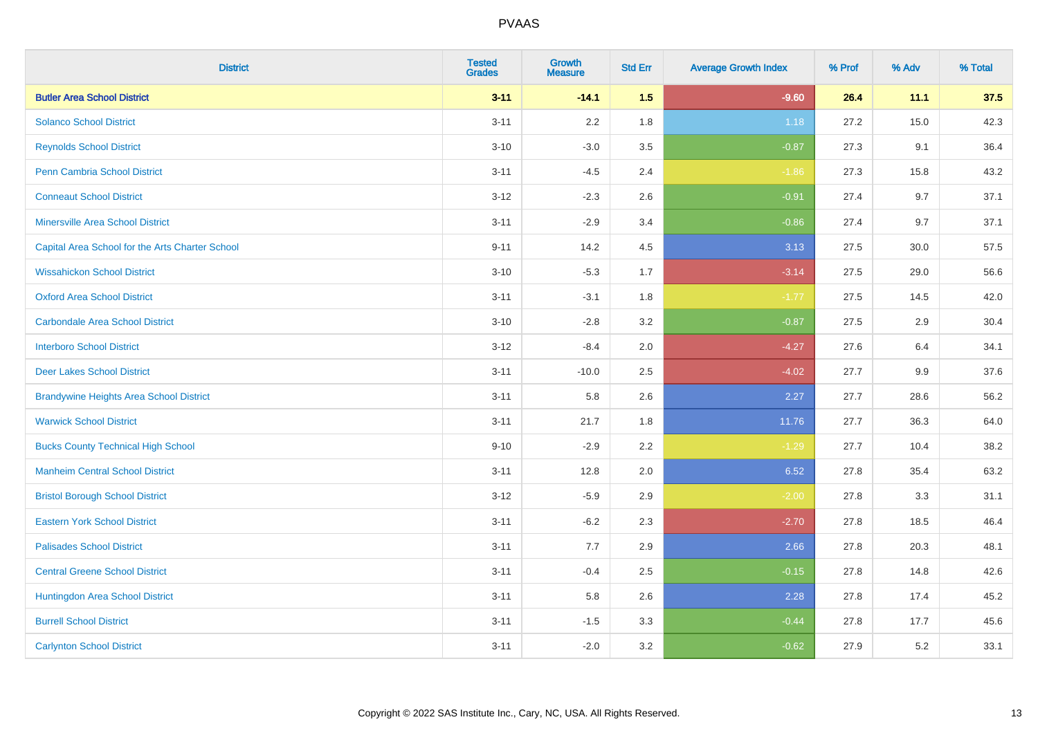# PVAAS

| District | Tested Grades | Growth Measure | Std Err | Average Growth Index | % Prof | % Adv | % Total |
|---|---|---|---|---|---|---|---|
| **Butler Area School District** | **3-11** | **-14.1** | **1.5** | **-9.60** | **26.4** | **11.1** | **37.5** |
| Solanco School District | 3-11 | 2.2 | 1.8 | 1.18 | 27.2 | 15.0 | 42.3 |
| Reynolds School District | 3-10 | -3.0 | 3.5 | -0.87 | 27.3 | 9.1 | 36.4 |
| Penn Cambria School District | 3-11 | -4.5 | 2.4 | -1.86 | 27.3 | 15.8 | 43.2 |
| Conneaut School District | 3-12 | -2.3 | 2.6 | -0.91 | 27.4 | 9.7 | 37.1 |
| Minersville Area School District | 3-11 | -2.9 | 3.4 | -0.86 | 27.4 | 9.7 | 37.1 |
| Capital Area School for the Arts Charter School | 9-11 | 14.2 | 4.5 | 3.13 | 27.5 | 30.0 | 57.5 |
| Wissahickon School District | 3-10 | -5.3 | 1.7 | -3.14 | 27.5 | 29.0 | 56.6 |
| Oxford Area School District | 3-11 | -3.1 | 1.8 | -1.77 | 27.5 | 14.5 | 42.0 |
| Carbondale Area School District | 3-10 | -2.8 | 3.2 | -0.87 | 27.5 | 2.9 | 30.4 |
| Interboro School District | 3-12 | -8.4 | 2.0 | -4.27 | 27.6 | 6.4 | 34.1 |
| Deer Lakes School District | 3-11 | -10.0 | 2.5 | -4.02 | 27.7 | 9.9 | 37.6 |
| Brandywine Heights Area School District | 3-11 | 5.8 | 2.6 | 2.27 | 27.7 | 28.6 | 56.2 |
| Warwick School District | 3-11 | 21.7 | 1.8 | 11.76 | 27.7 | 36.3 | 64.0 |
| Bucks County Technical High School | 9-10 | -2.9 | 2.2 | -1.29 | 27.7 | 10.4 | 38.2 |
| Manheim Central School District | 3-11 | 12.8 | 2.0 | 6.52 | 27.8 | 35.4 | 63.2 |
| Bristol Borough School District | 3-12 | -5.9 | 2.9 | -2.00 | 27.8 | 3.3 | 31.1 |
| Eastern York School District | 3-11 | -6.2 | 2.3 | -2.70 | 27.8 | 18.5 | 46.4 |
| Palisades School District | 3-11 | 7.7 | 2.9 | 2.66 | 27.8 | 20.3 | 48.1 |
| Central Greene School District | 3-11 | -0.4 | 2.5 | -0.15 | 27.8 | 14.8 | 42.6 |
| Huntingdon Area School District | 3-11 | 5.8 | 2.6 | 2.28 | 27.8 | 17.4 | 45.2 |
| Burrell School District | 3-11 | -1.5 | 3.3 | -0.44 | 27.8 | 17.7 | 45.6 |
| Carlynton School District | 3-11 | -2.0 | 3.2 | -0.62 | 27.9 | 5.2 | 33.1 |

Copyright © 2022 SAS Institute Inc., Cary, NC, USA. All Rights Reserved.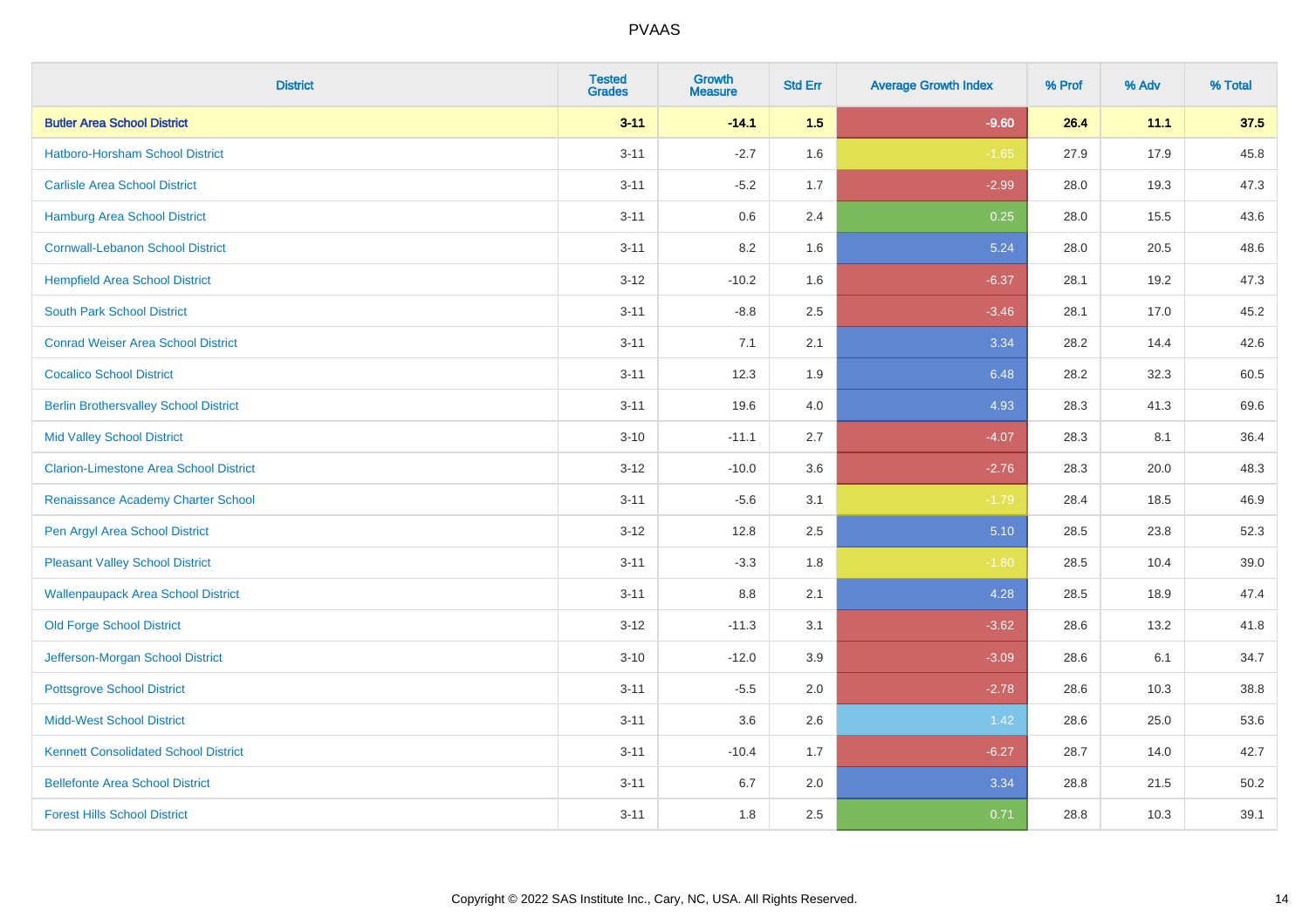# PVAAS

| District | Tested Grades | Growth Measure | Std Err | Average Growth Index | % Prof | % Adv | % Total |
|---|---|---|---|---|---|---|---|
| **Butler Area School District** | **3-11** | **-14.1** | **1.5** | **-9.60** | **26.4** | **11.1** | **37.5** |
| Hatboro-Horsham School District | 3-11 | -2.7 | 1.6 | -1.65 | 27.9 | 17.9 | 45.8 |
| Carlisle Area School District | 3-11 | -5.2 | 1.7 | -2.99 | 28.0 | 19.3 | 47.3 |
| Hamburg Area School District | 3-11 | 0.6 | 2.4 | 0.25 | 28.0 | 15.5 | 43.6 |
| Cornwall-Lebanon School District | 3-11 | 8.2 | 1.6 | 5.24 | 28.0 | 20.5 | 48.6 |
| Hempfield Area School District | 3-12 | -10.2 | 1.6 | -6.37 | 28.1 | 19.2 | 47.3 |
| South Park School District | 3-11 | -8.8 | 2.5 | -3.46 | 28.1 | 17.0 | 45.2 |
| Conrad Weiser Area School District | 3-11 | 7.1 | 2.1 | 3.34 | 28.2 | 14.4 | 42.6 |
| Cocalico School District | 3-11 | 12.3 | 1.9 | 6.48 | 28.2 | 32.3 | 60.5 |
| Berlin Brothersvalley School District | 3-11 | 19.6 | 4.0 | 4.93 | 28.3 | 41.3 | 69.6 |
| Mid Valley School District | 3-10 | -11.1 | 2.7 | -4.07 | 28.3 | 8.1 | 36.4 |
| Clarion-Limestone Area School District | 3-12 | -10.0 | 3.6 | -2.76 | 28.3 | 20.0 | 48.3 |
| Renaissance Academy Charter School | 3-11 | -5.6 | 3.1 | -1.79 | 28.4 | 18.5 | 46.9 |
| Pen Argyl Area School District | 3-12 | 12.8 | 2.5 | 5.10 | 28.5 | 23.8 | 52.3 |
| Pleasant Valley School District | 3-11 | -3.3 | 1.8 | -1.80 | 28.5 | 10.4 | 39.0 |
| Wallenpaupack Area School District | 3-11 | 8.8 | 2.1 | 4.28 | 28.5 | 18.9 | 47.4 |
| Old Forge School District | 3-12 | -11.3 | 3.1 | -3.62 | 28.6 | 13.2 | 41.8 |
| Jefferson-Morgan School District | 3-10 | -12.0 | 3.9 | -3.09 | 28.6 | 6.1 | 34.7 |
| Pottsgrove School District | 3-11 | -5.5 | 2.0 | -2.78 | 28.6 | 10.3 | 38.8 |
| Midd-West School District | 3-11 | 3.6 | 2.6 | 1.42 | 28.6 | 25.0 | 53.6 |
| Kennett Consolidated School District | 3-11 | -10.4 | 1.7 | -6.27 | 28.7 | 14.0 | 42.7 |
| Bellefonte Area School District | 3-11 | 6.7 | 2.0 | 3.34 | 28.8 | 21.5 | 50.2 |
| Forest Hills School District | 3-11 | 1.8 | 2.5 | 0.71 | 28.8 | 10.3 | 39.1 |

Copyright © 2022 SAS Institute Inc., Cary, NC, USA. All Rights Reserved.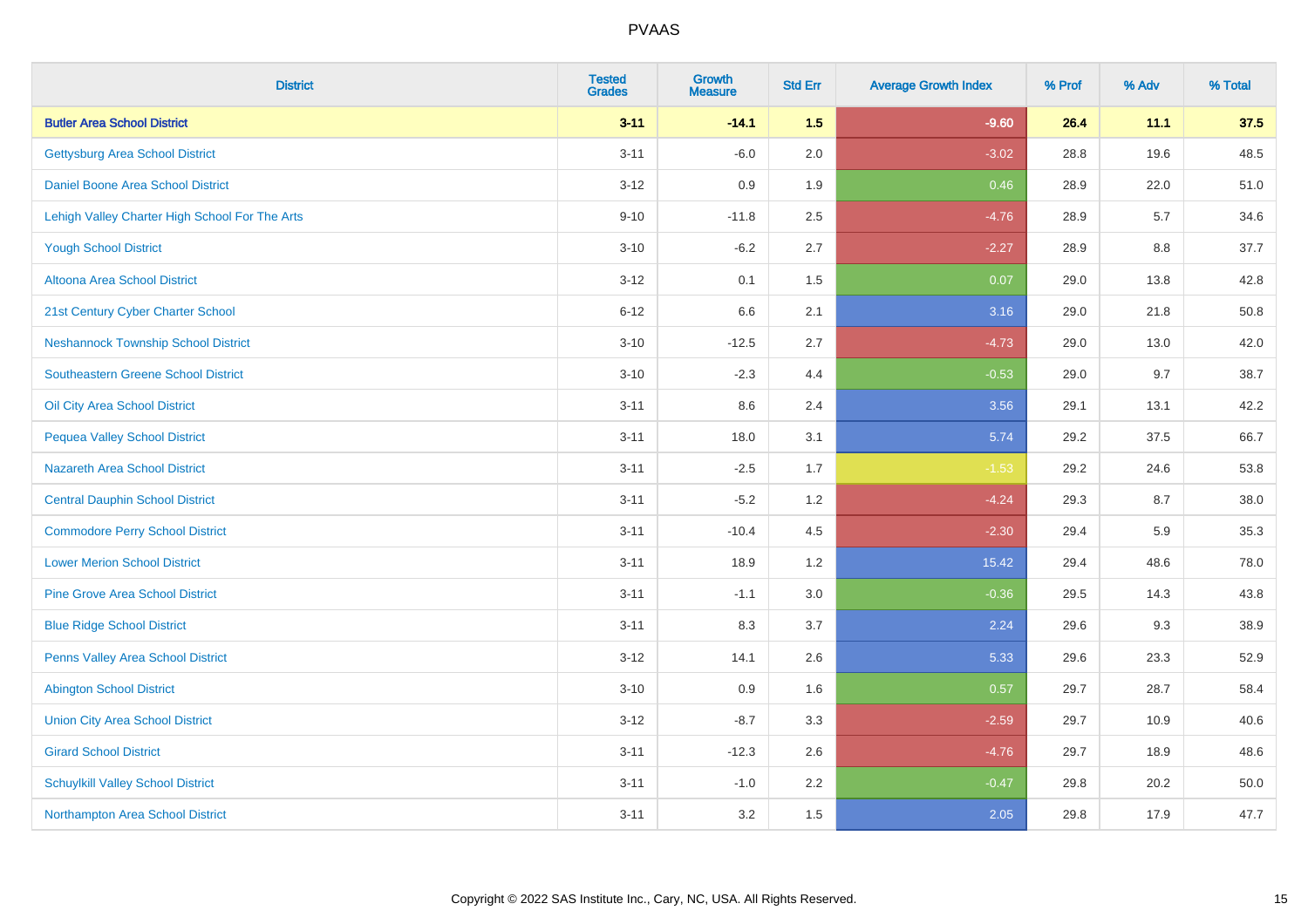# PVAAS

| District | Tested Grades | Growth Measure | Std Err | Average Growth Index | % Prof | % Adv | % Total |
|---|---|---|---|---|---|---|---|
| **Butler Area School District** | **3-11** | **-14.1** | **1.5** | **-9.60** | **26.4** | **11.1** | **37.5** |
| Gettysburg Area School District | 3-11 | -6.0 | 2.0 | -3.02 | 28.8 | 19.6 | 48.5 |
| Daniel Boone Area School District | 3-12 | 0.9 | 1.9 | 0.46 | 28.9 | 22.0 | 51.0 |
| Lehigh Valley Charter High School For The Arts | 9-10 | -11.8 | 2.5 | -4.76 | 28.9 | 5.7 | 34.6 |
| Yough School District | 3-10 | -6.2 | 2.7 | -2.27 | 28.9 | 8.8 | 37.7 |
| Altoona Area School District | 3-12 | 0.1 | 1.5 | 0.07 | 29.0 | 13.8 | 42.8 |
| 21st Century Cyber Charter School | 6-12 | 6.6 | 2.1 | 3.16 | 29.0 | 21.8 | 50.8 |
| Neshannock Township School District | 3-10 | -12.5 | 2.7 | -4.73 | 29.0 | 13.0 | 42.0 |
| Southeastern Greene School District | 3-10 | -2.3 | 4.4 | -0.53 | 29.0 | 9.7 | 38.7 |
| Oil City Area School District | 3-11 | 8.6 | 2.4 | 3.56 | 29.1 | 13.1 | 42.2 |
| Pequea Valley School District | 3-11 | 18.0 | 3.1 | 5.74 | 29.2 | 37.5 | 66.7 |
| Nazareth Area School District | 3-11 | -2.5 | 1.7 | -1.53 | 29.2 | 24.6 | 53.8 |
| Central Dauphin School District | 3-11 | -5.2 | 1.2 | -4.24 | 29.3 | 8.7 | 38.0 |
| Commodore Perry School District | 3-11 | -10.4 | 4.5 | -2.30 | 29.4 | 5.9 | 35.3 |
| Lower Merion School District | 3-11 | 18.9 | 1.2 | 15.42 | 29.4 | 48.6 | 78.0 |
| Pine Grove Area School District | 3-11 | -1.1 | 3.0 | -0.36 | 29.5 | 14.3 | 43.8 |
| Blue Ridge School District | 3-11 | 8.3 | 3.7 | 2.24 | 29.6 | 9.3 | 38.9 |
| Penns Valley Area School District | 3-12 | 14.1 | 2.6 | 5.33 | 29.6 | 23.3 | 52.9 |
| Abington School District | 3-10 | 0.9 | 1.6 | 0.57 | 29.7 | 28.7 | 58.4 |
| Union City Area School District | 3-12 | -8.7 | 3.3 | -2.59 | 29.7 | 10.9 | 40.6 |
| Girard School District | 3-11 | -12.3 | 2.6 | -4.76 | 29.7 | 18.9 | 48.6 |
| Schuylkill Valley School District | 3-11 | -1.0 | 2.2 | -0.47 | 29.8 | 20.2 | 50.0 |
| Northampton Area School District | 3-11 | 3.2 | 1.5 | 2.05 | 29.8 | 17.9 | 47.7 |

Copyright © 2022 SAS Institute Inc., Cary, NC, USA. All Rights Reserved.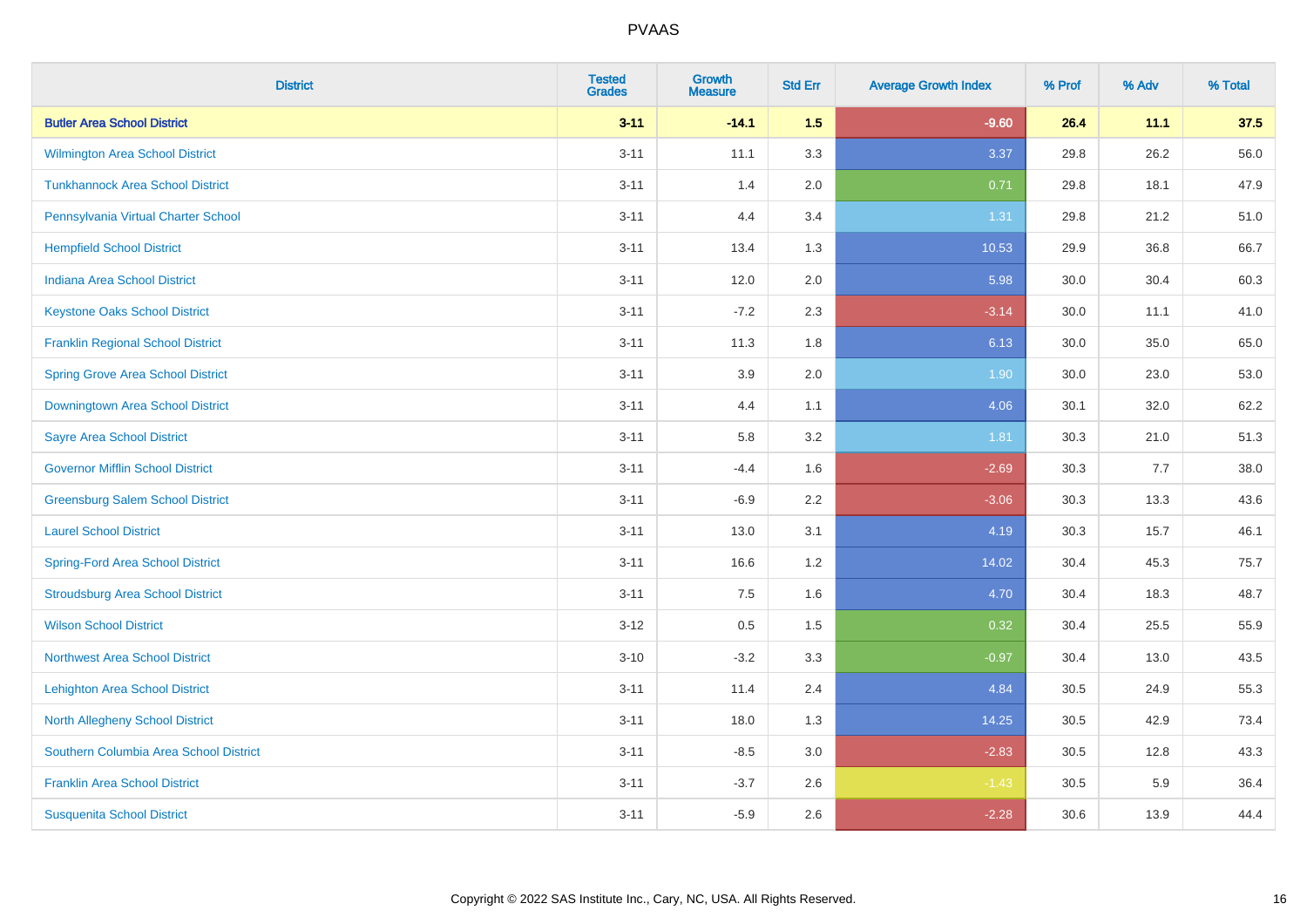# PVAAS

| District | Tested Grades | Growth Measure | Std Err | Average Growth Index | % Prof | % Adv | % Total |
|---|---|---|---|---|---|---|---|
| **Butler Area School District** | **3-11** | **-14.1** | **1.5** | **-9.60** | **26.4** | **11.1** | **37.5** |
| Wilmington Area School District | 3-11 | 11.1 | 3.3 | 3.37 | 29.8 | 26.2 | 56.0 |
| Tunkhannock Area School District | 3-11 | 1.4 | 2.0 | 0.71 | 29.8 | 18.1 | 47.9 |
| Pennsylvania Virtual Charter School | 3-11 | 4.4 | 3.4 | 1.31 | 29.8 | 21.2 | 51.0 |
| Hempfield School District | 3-11 | 13.4 | 1.3 | 10.53 | 29.9 | 36.8 | 66.7 |
| Indiana Area School District | 3-11 | 12.0 | 2.0 | 5.98 | 30.0 | 30.4 | 60.3 |
| Keystone Oaks School District | 3-11 | -7.2 | 2.3 | -3.14 | 30.0 | 11.1 | 41.0 |
| Franklin Regional School District | 3-11 | 11.3 | 1.8 | 6.13 | 30.0 | 35.0 | 65.0 |
| Spring Grove Area School District | 3-11 | 3.9 | 2.0 | 1.90 | 30.0 | 23.0 | 53.0 |
| Downingtown Area School District | 3-11 | 4.4 | 1.1 | 4.06 | 30.1 | 32.0 | 62.2 |
| Sayre Area School District | 3-11 | 5.8 | 3.2 | 1.81 | 30.3 | 21.0 | 51.3 |
| Governor Mifflin School District | 3-11 | -4.4 | 1.6 | -2.69 | 30.3 | 7.7 | 38.0 |
| Greensburg Salem School District | 3-11 | -6.9 | 2.2 | -3.06 | 30.3 | 13.3 | 43.6 |
| Laurel School District | 3-11 | 13.0 | 3.1 | 4.19 | 30.3 | 15.7 | 46.1 |
| Spring-Ford Area School District | 3-11 | 16.6 | 1.2 | 14.02 | 30.4 | 45.3 | 75.7 |
| Stroudsburg Area School District | 3-11 | 7.5 | 1.6 | 4.70 | 30.4 | 18.3 | 48.7 |
| Wilson School District | 3-12 | 0.5 | 1.5 | 0.32 | 30.4 | 25.5 | 55.9 |
| Northwest Area School District | 3-10 | -3.2 | 3.3 | -0.97 | 30.4 | 13.0 | 43.5 |
| Lehighton Area School District | 3-11 | 11.4 | 2.4 | 4.84 | 30.5 | 24.9 | 55.3 |
| North Allegheny School District | 3-11 | 18.0 | 1.3 | 14.25 | 30.5 | 42.9 | 73.4 |
| Southern Columbia Area School District | 3-11 | -8.5 | 3.0 | -2.83 | 30.5 | 12.8 | 43.3 |
| Franklin Area School District | 3-11 | -3.7 | 2.6 | -1.43 | 30.5 | 5.9 | 36.4 |
| Susquenita School District | 3-11 | -5.9 | 2.6 | -2.28 | 30.6 | 13.9 | 44.4 |

Copyright © 2022 SAS Institute Inc., Cary, NC, USA. All Rights Reserved.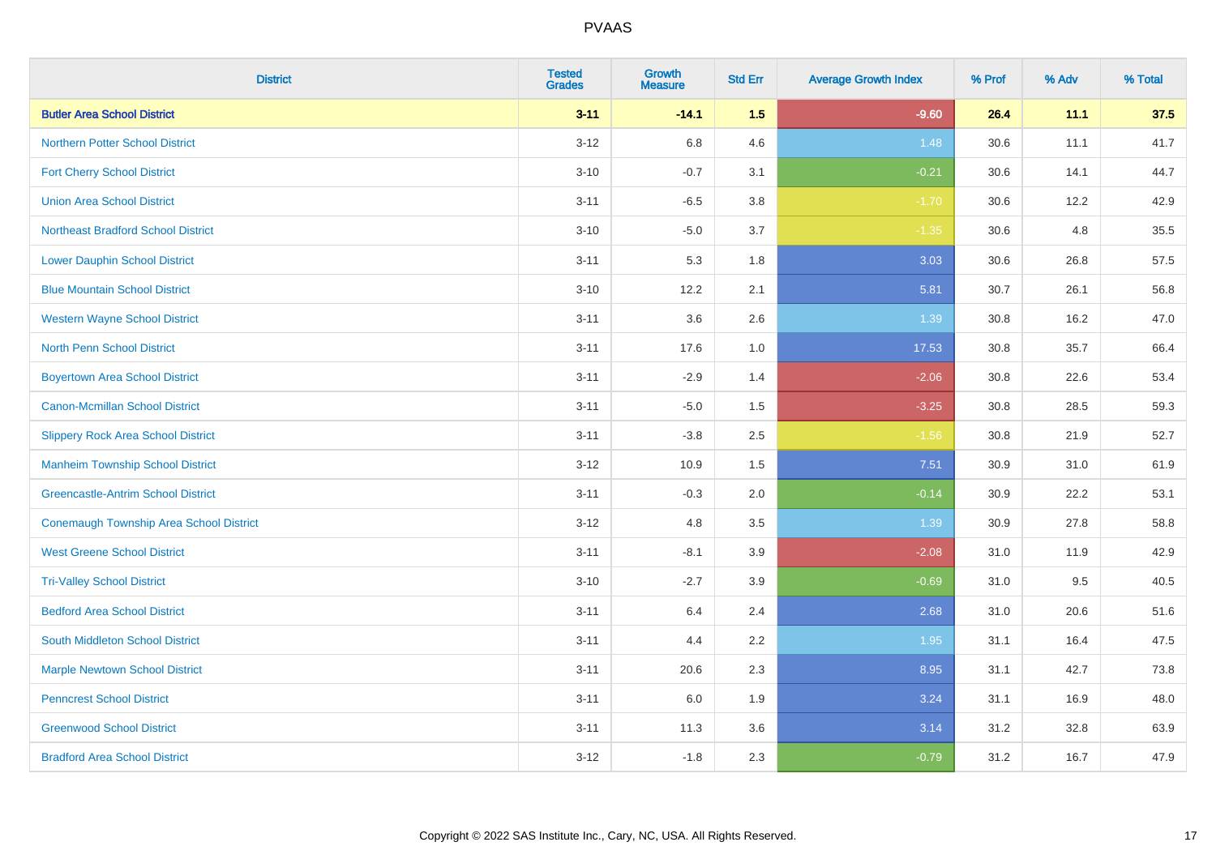# PVAAS

| District | Tested Grades | Growth Measure | Std Err | Average Growth Index | % Prof | % Adv | % Total |
|---|---|---|---|---|---|---|---|
| **Butler Area School District** | **3-11** | **-14.1** | **1.5** | **-9.60** | **26.4** | **11.1** | **37.5** |
| Northern Potter School District | 3-12 | 6.8 | 4.6 | 1.48 | 30.6 | 11.1 | 41.7 |
| Fort Cherry School District | 3-10 | -0.7 | 3.1 | -0.21 | 30.6 | 14.1 | 44.7 |
| Union Area School District | 3-11 | -6.5 | 3.8 | -1.70 | 30.6 | 12.2 | 42.9 |
| Northeast Bradford School District | 3-10 | -5.0 | 3.7 | -1.35 | 30.6 | 4.8 | 35.5 |
| Lower Dauphin School District | 3-11 | 5.3 | 1.8 | 3.03 | 30.6 | 26.8 | 57.5 |
| Blue Mountain School District | 3-10 | 12.2 | 2.1 | 5.81 | 30.7 | 26.1 | 56.8 |
| Western Wayne School District | 3-11 | 3.6 | 2.6 | 1.39 | 30.8 | 16.2 | 47.0 |
| North Penn School District | 3-11 | 17.6 | 1.0 | 17.53 | 30.8 | 35.7 | 66.4 |
| Boyertown Area School District | 3-11 | -2.9 | 1.4 | -2.06 | 30.8 | 22.6 | 53.4 |
| Canon-Mcmillan School District | 3-11 | -5.0 | 1.5 | -3.25 | 30.8 | 28.5 | 59.3 |
| Slippery Rock Area School District | 3-11 | -3.8 | 2.5 | -1.56 | 30.8 | 21.9 | 52.7 |
| Manheim Township School District | 3-12 | 10.9 | 1.5 | 7.51 | 30.9 | 31.0 | 61.9 |
| Greencastle-Antrim School District | 3-11 | -0.3 | 2.0 | -0.14 | 30.9 | 22.2 | 53.1 |
| Conemaugh Township Area School District | 3-12 | 4.8 | 3.5 | 1.39 | 30.9 | 27.8 | 58.8 |
| West Greene School District | 3-11 | -8.1 | 3.9 | -2.08 | 31.0 | 11.9 | 42.9 |
| Tri-Valley School District | 3-10 | -2.7 | 3.9 | -0.69 | 31.0 | 9.5 | 40.5 |
| Bedford Area School District | 3-11 | 6.4 | 2.4 | 2.68 | 31.0 | 20.6 | 51.6 |
| South Middleton School District | 3-11 | 4.4 | 2.2 | 1.95 | 31.1 | 16.4 | 47.5 |
| Marple Newtown School District | 3-11 | 20.6 | 2.3 | 8.95 | 31.1 | 42.7 | 73.8 |
| Penncrest School District | 3-11 | 6.0 | 1.9 | 3.24 | 31.1 | 16.9 | 48.0 |
| Greenwood School District | 3-11 | 11.3 | 3.6 | 3.14 | 31.2 | 32.8 | 63.9 |
| Bradford Area School District | 3-12 | -1.8 | 2.3 | -0.79 | 31.2 | 16.7 | 47.9 |

Copyright © 2022 SAS Institute Inc., Cary, NC, USA. All Rights Reserved.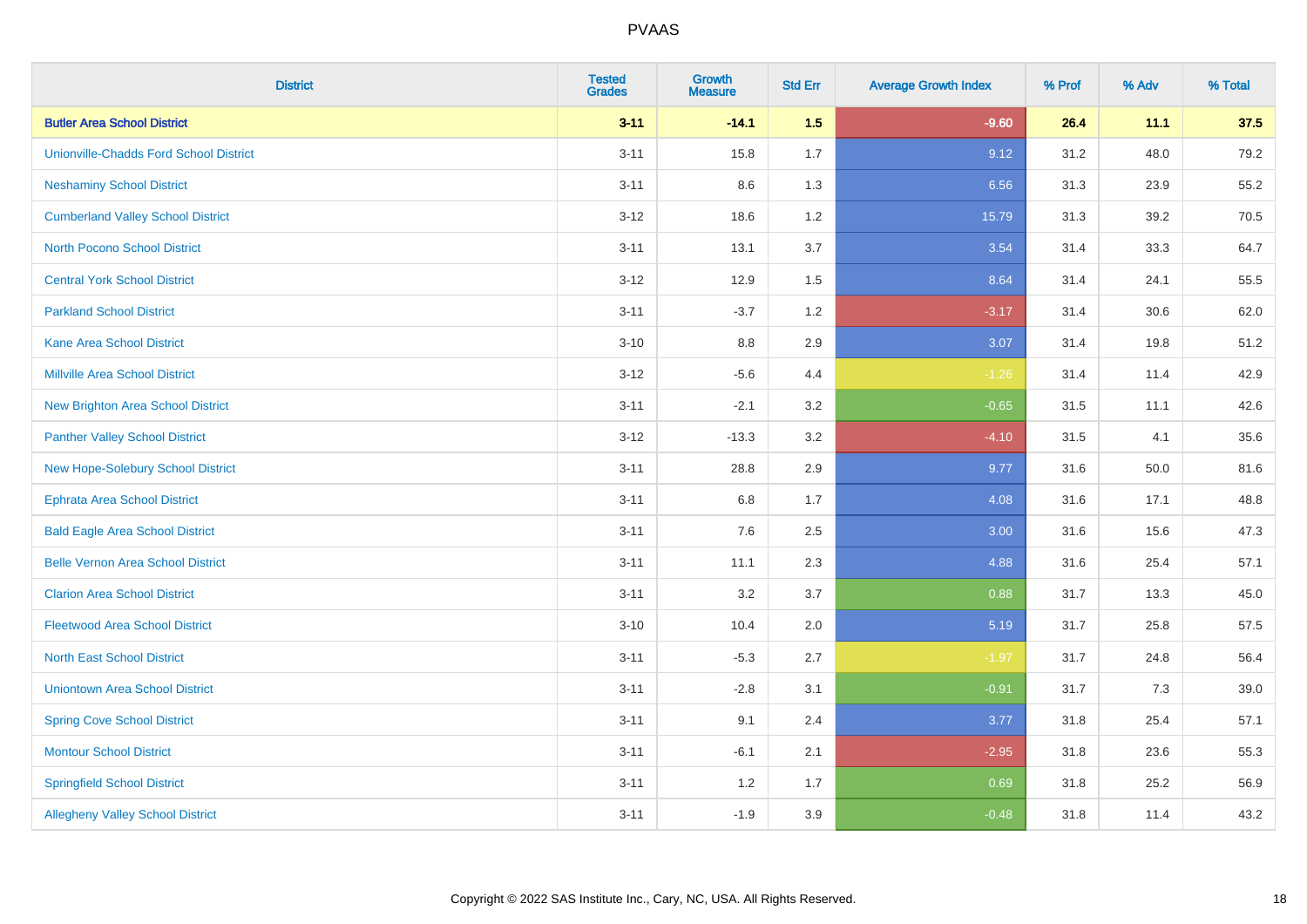# PVAAS

| District | Tested Grades | Growth Measure | Std Err | Average Growth Index | % Prof | % Adv | % Total |
|---|---|---|---|---|---|---|---|
| **Butler Area School District** | **3-11** | **-14.1** | **1.5** | **-9.60** | **26.4** | **11.1** | **37.5** |
| Unionville-Chadds Ford School District | 3-11 | 15.8 | 1.7 | 9.12 | 31.2 | 48.0 | 79.2 |
| Neshaminy School District | 3-11 | 8.6 | 1.3 | 6.56 | 31.3 | 23.9 | 55.2 |
| Cumberland Valley School District | 3-12 | 18.6 | 1.2 | 15.79 | 31.3 | 39.2 | 70.5 |
| North Pocono School District | 3-11 | 13.1 | 3.7 | 3.54 | 31.4 | 33.3 | 64.7 |
| Central York School District | 3-12 | 12.9 | 1.5 | 8.64 | 31.4 | 24.1 | 55.5 |
| Parkland School District | 3-11 | -3.7 | 1.2 | -3.17 | 31.4 | 30.6 | 62.0 |
| Kane Area School District | 3-10 | 8.8 | 2.9 | 3.07 | 31.4 | 19.8 | 51.2 |
| Millville Area School District | 3-12 | -5.6 | 4.4 | -1.26 | 31.4 | 11.4 | 42.9 |
| New Brighton Area School District | 3-11 | -2.1 | 3.2 | -0.65 | 31.5 | 11.1 | 42.6 |
| Panther Valley School District | 3-12 | -13.3 | 3.2 | -4.10 | 31.5 | 4.1 | 35.6 |
| New Hope-Solebury School District | 3-11 | 28.8 | 2.9 | 9.77 | 31.6 | 50.0 | 81.6 |
| Ephrata Area School District | 3-11 | 6.8 | 1.7 | 4.08 | 31.6 | 17.1 | 48.8 |
| Bald Eagle Area School District | 3-11 | 7.6 | 2.5 | 3.00 | 31.6 | 15.6 | 47.3 |
| Belle Vernon Area School District | 3-11 | 11.1 | 2.3 | 4.88 | 31.6 | 25.4 | 57.1 |
| Clarion Area School District | 3-11 | 3.2 | 3.7 | 0.88 | 31.7 | 13.3 | 45.0 |
| Fleetwood Area School District | 3-10 | 10.4 | 2.0 | 5.19 | 31.7 | 25.8 | 57.5 |
| North East School District | 3-11 | -5.3 | 2.7 | -1.97 | 31.7 | 24.8 | 56.4 |
| Uniontown Area School District | 3-11 | -2.8 | 3.1 | -0.91 | 31.7 | 7.3 | 39.0 |
| Spring Cove School District | 3-11 | 9.1 | 2.4 | 3.77 | 31.8 | 25.4 | 57.1 |
| Montour School District | 3-11 | -6.1 | 2.1 | -2.95 | 31.8 | 23.6 | 55.3 |
| Springfield School District | 3-11 | 1.2 | 1.7 | 0.69 | 31.8 | 25.2 | 56.9 |
| Allegheny Valley School District | 3-11 | -1.9 | 3.9 | -0.48 | 31.8 | 11.4 | 43.2 |

Copyright © 2022 SAS Institute Inc., Cary, NC, USA. All Rights Reserved.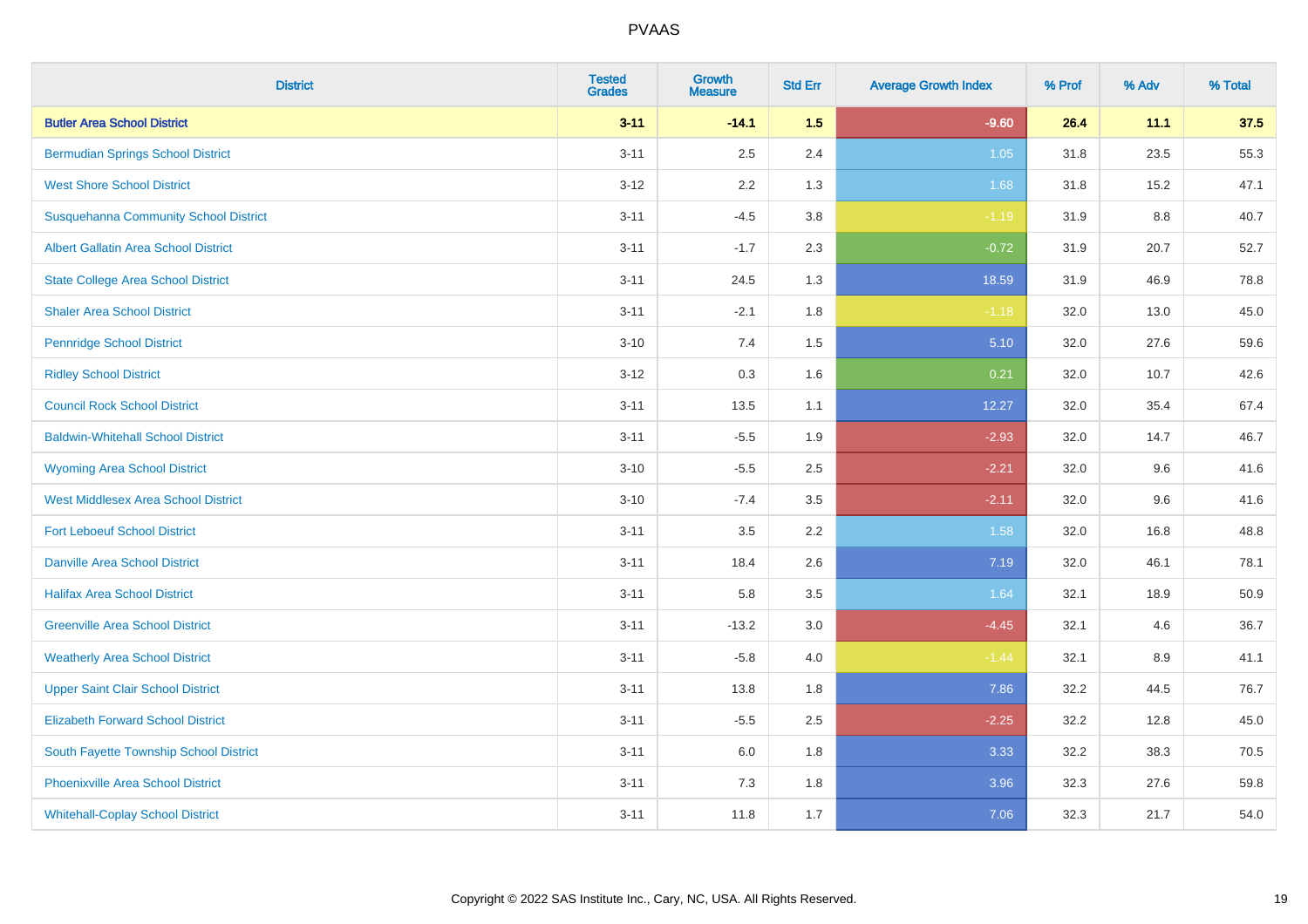# PVAAS

| District | Tested Grades | Growth Measure | Std Err | Average Growth Index | % Prof | % Adv | % Total |
|---|---|---|---|---|---|---|---|
| **Butler Area School District** | **3-11** | **-14.1** | **1.5** | **-9.60** | **26.4** | **11.1** | **37.5** |
| Bermudian Springs School District | 3-11 | 2.5 | 2.4 | 1.05 | 31.8 | 23.5 | 55.3 |
| West Shore School District | 3-12 | 2.2 | 1.3 | 1.68 | 31.8 | 15.2 | 47.1 |
| Susquehanna Community School District | 3-11 | -4.5 | 3.8 | -1.19 | 31.9 | 8.8 | 40.7 |
| Albert Gallatin Area School District | 3-11 | -1.7 | 2.3 | -0.72 | 31.9 | 20.7 | 52.7 |
| State College Area School District | 3-11 | 24.5 | 1.3 | 18.59 | 31.9 | 46.9 | 78.8 |
| Shaler Area School District | 3-11 | -2.1 | 1.8 | -1.18 | 32.0 | 13.0 | 45.0 |
| Pennridge School District | 3-10 | 7.4 | 1.5 | 5.10 | 32.0 | 27.6 | 59.6 |
| Ridley School District | 3-12 | 0.3 | 1.6 | 0.21 | 32.0 | 10.7 | 42.6 |
| Council Rock School District | 3-11 | 13.5 | 1.1 | 12.27 | 32.0 | 35.4 | 67.4 |
| Baldwin-Whitehall School District | 3-11 | -5.5 | 1.9 | -2.93 | 32.0 | 14.7 | 46.7 |
| Wyoming Area School District | 3-10 | -5.5 | 2.5 | -2.21 | 32.0 | 9.6 | 41.6 |
| West Middlesex Area School District | 3-10 | -7.4 | 3.5 | -2.11 | 32.0 | 9.6 | 41.6 |
| Fort Leboeuf School District | 3-11 | 3.5 | 2.2 | 1.58 | 32.0 | 16.8 | 48.8 |
| Danville Area School District | 3-11 | 18.4 | 2.6 | 7.19 | 32.0 | 46.1 | 78.1 |
| Halifax Area School District | 3-11 | 5.8 | 3.5 | 1.64 | 32.1 | 18.9 | 50.9 |
| Greenville Area School District | 3-11 | -13.2 | 3.0 | -4.45 | 32.1 | 4.6 | 36.7 |
| Weatherly Area School District | 3-11 | -5.8 | 4.0 | -1.44 | 32.1 | 8.9 | 41.1 |
| Upper Saint Clair School District | 3-11 | 13.8 | 1.8 | 7.86 | 32.2 | 44.5 | 76.7 |
| Elizabeth Forward School District | 3-11 | -5.5 | 2.5 | -2.25 | 32.2 | 12.8 | 45.0 |
| South Fayette Township School District | 3-11 | 6.0 | 1.8 | 3.33 | 32.2 | 38.3 | 70.5 |
| Phoenixville Area School District | 3-11 | 7.3 | 1.8 | 3.96 | 32.3 | 27.6 | 59.8 |
| Whitehall-Coplay School District | 3-11 | 11.8 | 1.7 | 7.06 | 32.3 | 21.7 | 54.0 |

Copyright © 2022 SAS Institute Inc., Cary, NC, USA. All Rights Reserved.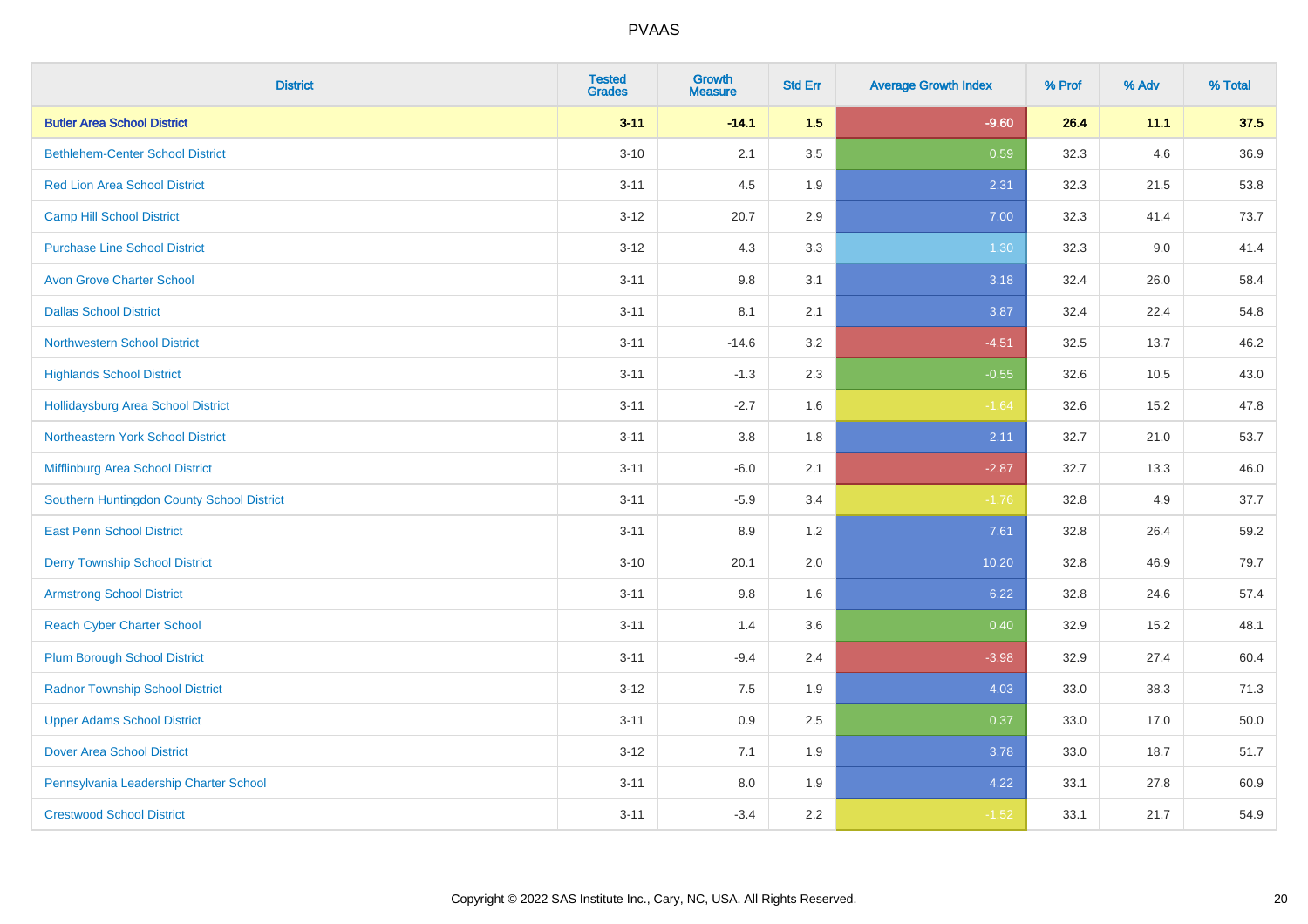| District | Tested Grades | Growth Measure | Std Err | Average Growth Index | % Prof | % Adv | % Total |
|---|---|---|---|---|---|---|---|
| **Butler Area School District** | **3-11** | **-14.1** | **1.5** | **-9.60** | **26.4** | **11.1** | **37.5** |
| Bethlehem-Center School District | 3-10 | 2.1 | 3.5 | 0.59 | 32.3 | 4.6 | 36.9 |
| Red Lion Area School District | 3-11 | 4.5 | 1.9 | 2.31 | 32.3 | 21.5 | 53.8 |
| Camp Hill School District | 3-12 | 20.7 | 2.9 | 7.00 | 32.3 | 41.4 | 73.7 |
| Purchase Line School District | 3-12 | 4.3 | 3.3 | 1.30 | 32.3 | 9.0 | 41.4 |
| Avon Grove Charter School | 3-11 | 9.8 | 3.1 | 3.18 | 32.4 | 26.0 | 58.4 |
| Dallas School District | 3-11 | 8.1 | 2.1 | 3.87 | 32.4 | 22.4 | 54.8 |
| Northwestern School District | 3-11 | -14.6 | 3.2 | -4.51 | 32.5 | 13.7 | 46.2 |
| Highlands School District | 3-11 | -1.3 | 2.3 | -0.55 | 32.6 | 10.5 | 43.0 |
| Hollidaysburg Area School District | 3-11 | -2.7 | 1.6 | -1.64 | 32.6 | 15.2 | 47.8 |
| Northeastern York School District | 3-11 | 3.8 | 1.8 | 2.11 | 32.7 | 21.0 | 53.7 |
| Mifflinburg Area School District | 3-11 | -6.0 | 2.1 | -2.87 | 32.7 | 13.3 | 46.0 |
| Southern Huntingdon County School District | 3-11 | -5.9 | 3.4 | -1.76 | 32.8 | 4.9 | 37.7 |
| East Penn School District | 3-11 | 8.9 | 1.2 | 7.61 | 32.8 | 26.4 | 59.2 |
| Derry Township School District | 3-10 | 20.1 | 2.0 | 10.20 | 32.8 | 46.9 | 79.7 |
| Armstrong School District | 3-11 | 9.8 | 1.6 | 6.22 | 32.8 | 24.6 | 57.4 |
| Reach Cyber Charter School | 3-11 | 1.4 | 3.6 | 0.40 | 32.9 | 15.2 | 48.1 |
| Plum Borough School District | 3-11 | -9.4 | 2.4 | -3.98 | 32.9 | 27.4 | 60.4 |
| Radnor Township School District | 3-12 | 7.5 | 1.9 | 4.03 | 33.0 | 38.3 | 71.3 |
| Upper Adams School District | 3-11 | 0.9 | 2.5 | 0.37 | 33.0 | 17.0 | 50.0 |
| Dover Area School District | 3-12 | 7.1 | 1.9 | 3.78 | 33.0 | 18.7 | 51.7 |
| Pennsylvania Leadership Charter School | 3-11 | 8.0 | 1.9 | 4.22 | 33.1 | 27.8 | 60.9 |
| Crestwood School District | 3-11 | -3.4 | 2.2 | -1.52 | 33.1 | 21.7 | 54.9 |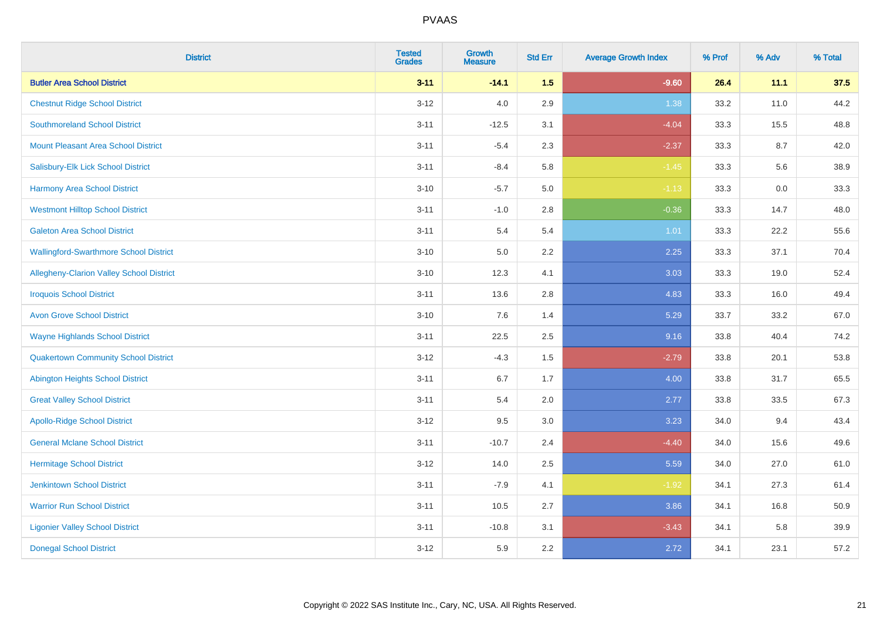PVAAS

| District | Tested Grades | Growth Measure | Std Err | Average Growth Index | % Prof | % Adv | % Total |
|---|---|---|---|---|---|---|---|
| **Butler Area School District** | **3-11** | **-14.1** | **1.5** | **-9.60** | **26.4** | **11.1** | **37.5** |
| Chestnut Ridge School District | 3-12 | 4.0 | 2.9 | 1.38 | 33.2 | 11.0 | 44.2 |
| Southmoreland School District | 3-11 | -12.5 | 3.1 | -4.04 | 33.3 | 15.5 | 48.8 |
| Mount Pleasant Area School District | 3-11 | -5.4 | 2.3 | -2.37 | 33.3 | 8.7 | 42.0 |
| Salisbury-Elk Lick School District | 3-11 | -8.4 | 5.8 | -1.45 | 33.3 | 5.6 | 38.9 |
| Harmony Area School District | 3-10 | -5.7 | 5.0 | -1.13 | 33.3 | 0.0 | 33.3 |
| Westmont Hilltop School District | 3-11 | -1.0 | 2.8 | -0.36 | 33.3 | 14.7 | 48.0 |
| Galeton Area School District | 3-11 | 5.4 | 5.4 | 1.01 | 33.3 | 22.2 | 55.6 |
| Wallingford-Swarthmore School District | 3-10 | 5.0 | 2.2 | 2.25 | 33.3 | 37.1 | 70.4 |
| Allegheny-Clarion Valley School District | 3-10 | 12.3 | 4.1 | 3.03 | 33.3 | 19.0 | 52.4 |
| Iroquois School District | 3-11 | 13.6 | 2.8 | 4.83 | 33.3 | 16.0 | 49.4 |
| Avon Grove School District | 3-10 | 7.6 | 1.4 | 5.29 | 33.7 | 33.2 | 67.0 |
| Wayne Highlands School District | 3-11 | 22.5 | 2.5 | 9.16 | 33.8 | 40.4 | 74.2 |
| Quakertown Community School District | 3-12 | -4.3 | 1.5 | -2.79 | 33.8 | 20.1 | 53.8 |
| Abington Heights School District | 3-11 | 6.7 | 1.7 | 4.00 | 33.8 | 31.7 | 65.5 |
| Great Valley School District | 3-11 | 5.4 | 2.0 | 2.77 | 33.8 | 33.5 | 67.3 |
| Apollo-Ridge School District | 3-12 | 9.5 | 3.0 | 3.23 | 34.0 | 9.4 | 43.4 |
| General Mclane School District | 3-11 | -10.7 | 2.4 | -4.40 | 34.0 | 15.6 | 49.6 |
| Hermitage School District | 3-12 | 14.0 | 2.5 | 5.59 | 34.0 | 27.0 | 61.0 |
| Jenkintown School District | 3-11 | -7.9 | 4.1 | -1.92 | 34.1 | 27.3 | 61.4 |
| Warrior Run School District | 3-11 | 10.5 | 2.7 | 3.86 | 34.1 | 16.8 | 50.9 |
| Ligonier Valley School District | 3-11 | -10.8 | 3.1 | -3.43 | 34.1 | 5.8 | 39.9 |
| Donegal School District | 3-12 | 5.9 | 2.2 | 2.72 | 34.1 | 23.1 | 57.2 |

Copyright © 2022 SAS Institute Inc., Cary, NC, USA. All Rights Reserved.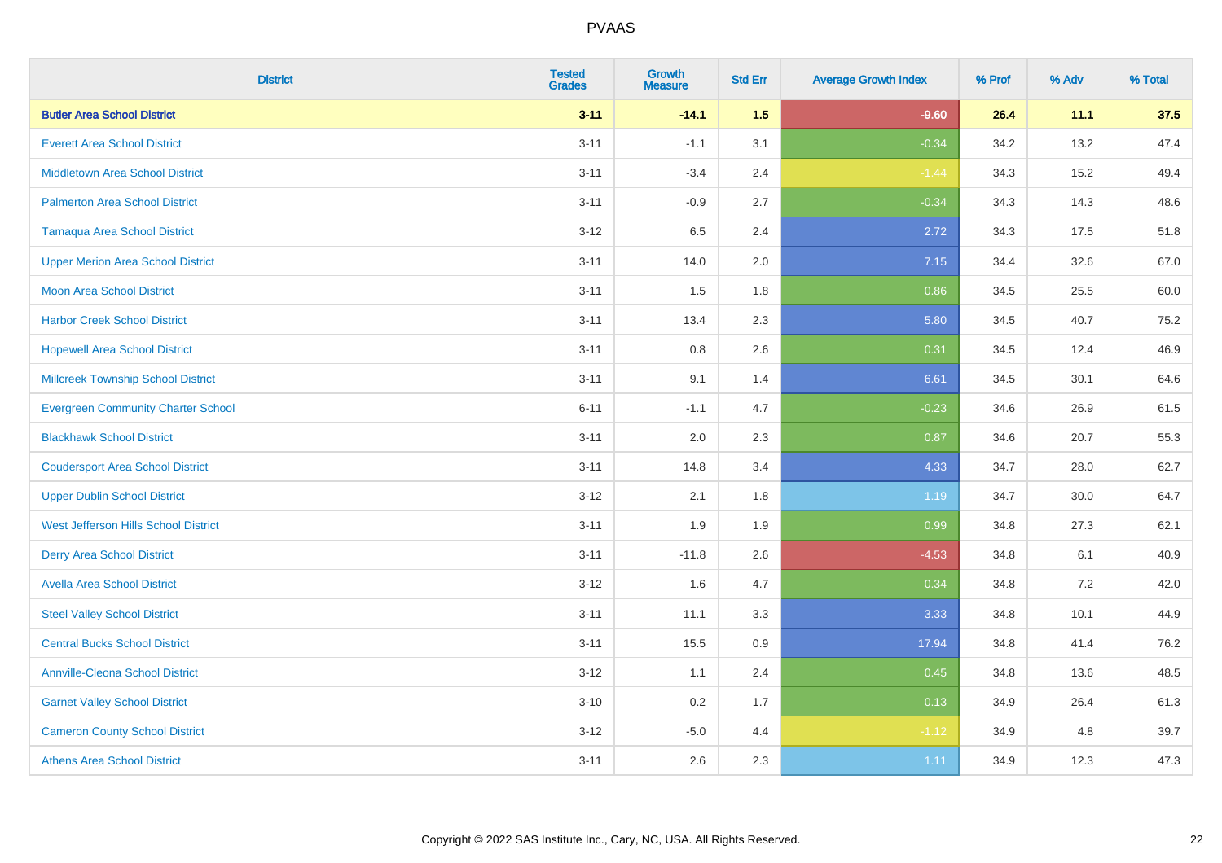# PVAAS

| District | Tested Grades | Growth Measure | Std Err | Average Growth Index | % Prof | % Adv | % Total |
|---|---|---|---|---|---|---|---|
| **Butler Area School District** | **3-11** | **-14.1** | **1.5** | **-9.60** | **26.4** | **11.1** | **37.5** |
| Everett Area School District | 3-11 | -1.1 | 3.1 | -0.34 | 34.2 | 13.2 | 47.4 |
| Middletown Area School District | 3-11 | -3.4 | 2.4 | -1.44 | 34.3 | 15.2 | 49.4 |
| Palmerton Area School District | 3-11 | -0.9 | 2.7 | -0.34 | 34.3 | 14.3 | 48.6 |
| Tamaqua Area School District | 3-12 | 6.5 | 2.4 | 2.72 | 34.3 | 17.5 | 51.8 |
| Upper Merion Area School District | 3-11 | 14.0 | 2.0 | 7.15 | 34.4 | 32.6 | 67.0 |
| Moon Area School District | 3-11 | 1.5 | 1.8 | 0.86 | 34.5 | 25.5 | 60.0 |
| Harbor Creek School District | 3-11 | 13.4 | 2.3 | 5.80 | 34.5 | 40.7 | 75.2 |
| Hopewell Area School District | 3-11 | 0.8 | 2.6 | 0.31 | 34.5 | 12.4 | 46.9 |
| Millcreek Township School District | 3-11 | 9.1 | 1.4 | 6.61 | 34.5 | 30.1 | 64.6 |
| Evergreen Community Charter School | 6-11 | -1.1 | 4.7 | -0.23 | 34.6 | 26.9 | 61.5 |
| Blackhawk School District | 3-11 | 2.0 | 2.3 | 0.87 | 34.6 | 20.7 | 55.3 |
| Coudersport Area School District | 3-11 | 14.8 | 3.4 | 4.33 | 34.7 | 28.0 | 62.7 |
| Upper Dublin School District | 3-12 | 2.1 | 1.8 | 1.19 | 34.7 | 30.0 | 64.7 |
| West Jefferson Hills School District | 3-11 | 1.9 | 1.9 | 0.99 | 34.8 | 27.3 | 62.1 |
| Derry Area School District | 3-11 | -11.8 | 2.6 | -4.53 | 34.8 | 6.1 | 40.9 |
| Avella Area School District | 3-12 | 1.6 | 4.7 | 0.34 | 34.8 | 7.2 | 42.0 |
| Steel Valley School District | 3-11 | 11.1 | 3.3 | 3.33 | 34.8 | 10.1 | 44.9 |
| Central Bucks School District | 3-11 | 15.5 | 0.9 | 17.94 | 34.8 | 41.4 | 76.2 |
| Annville-Cleona School District | 3-12 | 1.1 | 2.4 | 0.45 | 34.8 | 13.6 | 48.5 |
| Garnet Valley School District | 3-10 | 0.2 | 1.7 | 0.13 | 34.9 | 26.4 | 61.3 |
| Cameron County School District | 3-12 | -5.0 | 4.4 | -1.12 | 34.9 | 4.8 | 39.7 |
| Athens Area School District | 3-11 | 2.6 | 2.3 | 1.11 | 34.9 | 12.3 | 47.3 |

Copyright © 2022 SAS Institute Inc., Cary, NC, USA. All Rights Reserved.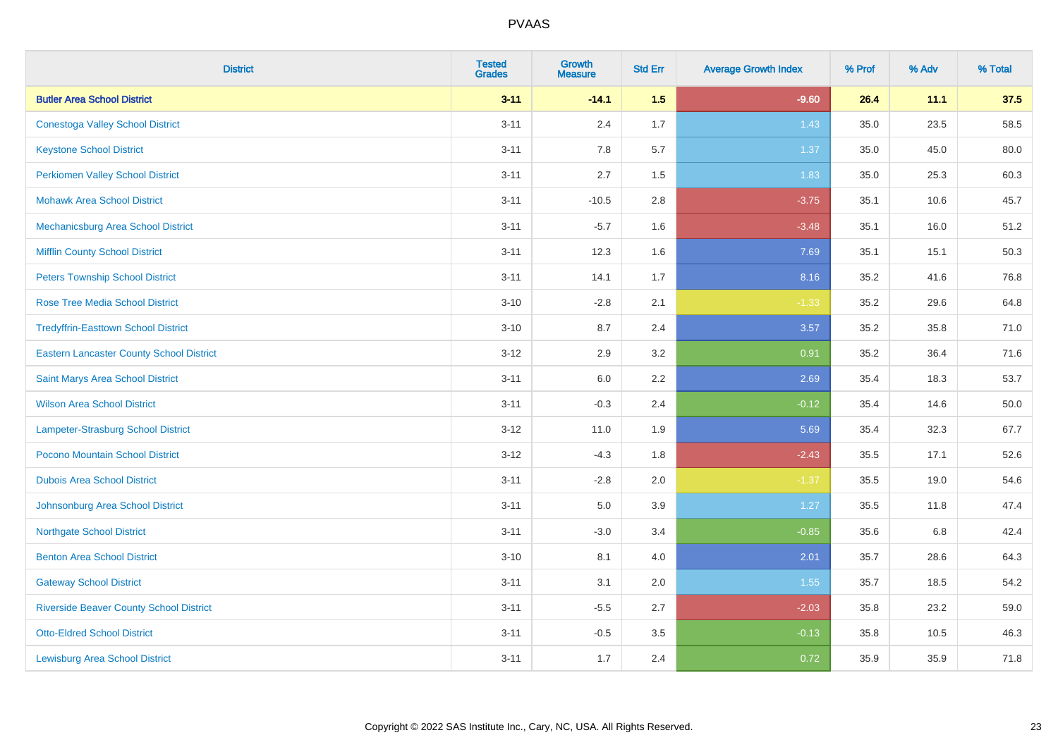| District | Tested Grades | Growth Measure | Std Err | Average Growth Index | % Prof | % Adv | % Total |
|---|---|---|---|---|---|---|---|
| **Butler Area School District** | **3-11** | **-14.1** | **1.5** | **-9.60** | **26.4** | **11.1** | **37.5** |
| Conestoga Valley School District | 3-11 | 2.4 | 1.7 | 1.43 | 35.0 | 23.5 | 58.5 |
| Keystone School District | 3-11 | 7.8 | 5.7 | 1.37 | 35.0 | 45.0 | 80.0 |
| Perkiomen Valley School District | 3-11 | 2.7 | 1.5 | 1.83 | 35.0 | 25.3 | 60.3 |
| Mohawk Area School District | 3-11 | -10.5 | 2.8 | -3.75 | 35.1 | 10.6 | 45.7 |
| Mechanicsburg Area School District | 3-11 | -5.7 | 1.6 | -3.48 | 35.1 | 16.0 | 51.2 |
| Mifflin County School District | 3-11 | 12.3 | 1.6 | 7.69 | 35.1 | 15.1 | 50.3 |
| Peters Township School District | 3-11 | 14.1 | 1.7 | 8.16 | 35.2 | 41.6 | 76.8 |
| Rose Tree Media School District | 3-10 | -2.8 | 2.1 | -1.33 | 35.2 | 29.6 | 64.8 |
| Tredyffrin-Easttown School District | 3-10 | 8.7 | 2.4 | 3.57 | 35.2 | 35.8 | 71.0 |
| Eastern Lancaster County School District | 3-12 | 2.9 | 3.2 | 0.91 | 35.2 | 36.4 | 71.6 |
| Saint Marys Area School District | 3-11 | 6.0 | 2.2 | 2.69 | 35.4 | 18.3 | 53.7 |
| Wilson Area School District | 3-11 | -0.3 | 2.4 | -0.12 | 35.4 | 14.6 | 50.0 |
| Lampeter-Strasburg School District | 3-12 | 11.0 | 1.9 | 5.69 | 35.4 | 32.3 | 67.7 |
| Pocono Mountain School District | 3-12 | -4.3 | 1.8 | -2.43 | 35.5 | 17.1 | 52.6 |
| Dubois Area School District | 3-11 | -2.8 | 2.0 | -1.37 | 35.5 | 19.0 | 54.6 |
| Johnsonburg Area School District | 3-11 | 5.0 | 3.9 | 1.27 | 35.5 | 11.8 | 47.4 |
| Northgate School District | 3-11 | -3.0 | 3.4 | -0.85 | 35.6 | 6.8 | 42.4 |
| Benton Area School District | 3-10 | 8.1 | 4.0 | 2.01 | 35.7 | 28.6 | 64.3 |
| Gateway School District | 3-11 | 3.1 | 2.0 | 1.55 | 35.7 | 18.5 | 54.2 |
| Riverside Beaver County School District | 3-11 | -5.5 | 2.7 | -2.03 | 35.8 | 23.2 | 59.0 |
| Otto-Eldred School District | 3-11 | -0.5 | 3.5 | -0.13 | 35.8 | 10.5 | 46.3 |
| Lewisburg Area School District | 3-11 | 1.7 | 2.4 | 0.72 | 35.9 | 35.9 | 71.8 |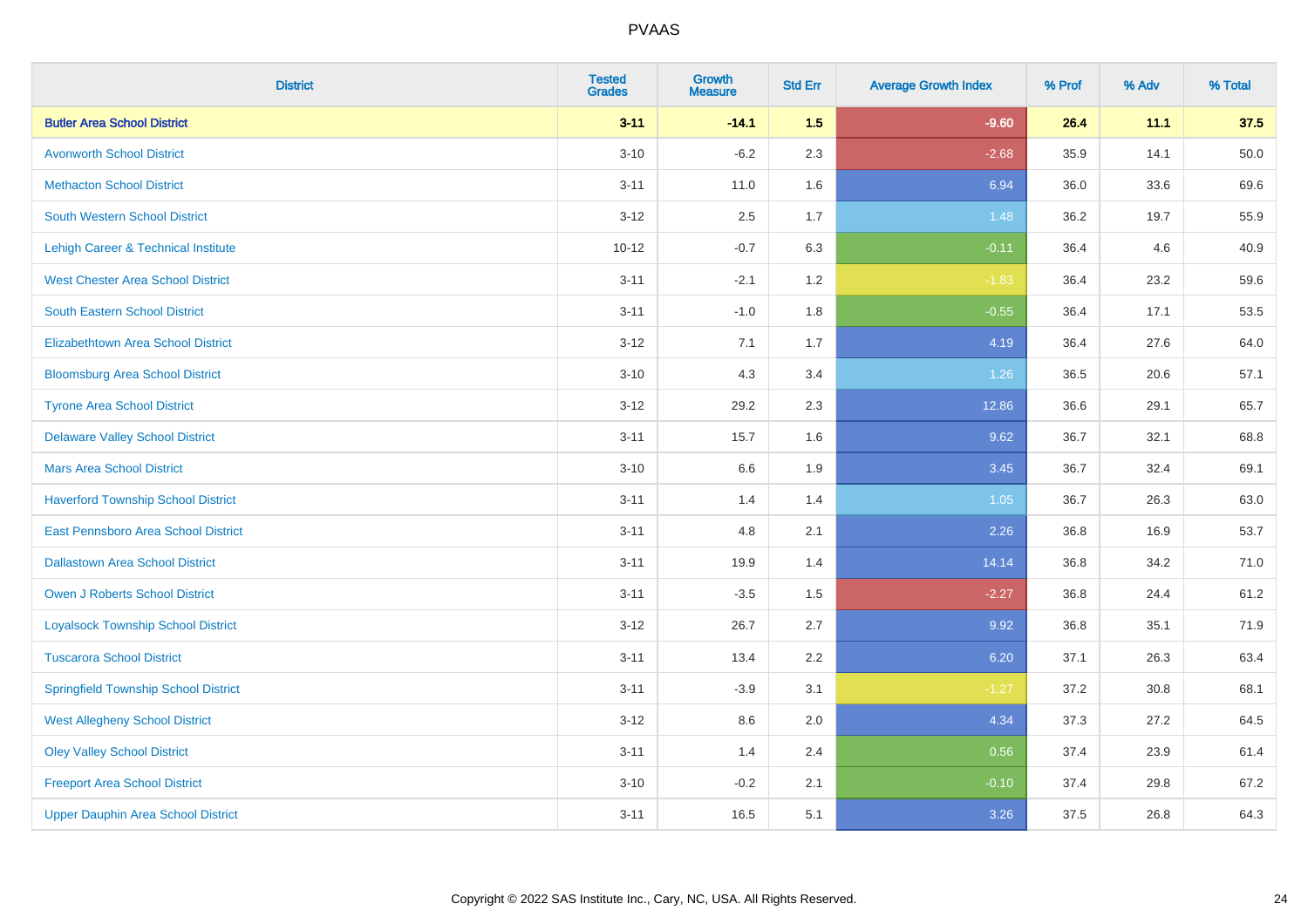# PVAAS

| District | Tested Grades | Growth Measure | Std Err | Average Growth Index | % Prof | % Adv | % Total |
|---|---|---|---|---|---|---|---|
| **Butler Area School District** | **3-11** | **-14.1** | **1.5** | **-9.60** | **26.4** | **11.1** | **37.5** |
| Avonworth School District | 3-10 | -6.2 | 2.3 | -2.68 | 35.9 | 14.1 | 50.0 |
| Methacton School District | 3-11 | 11.0 | 1.6 | 6.94 | 36.0 | 33.6 | 69.6 |
| South Western School District | 3-12 | 2.5 | 1.7 | 1.48 | 36.2 | 19.7 | 55.9 |
| Lehigh Career & Technical Institute | 10-12 | -0.7 | 6.3 | -0.11 | 36.4 | 4.6 | 40.9 |
| West Chester Area School District | 3-11 | -2.1 | 1.2 | -1.83 | 36.4 | 23.2 | 59.6 |
| South Eastern School District | 3-11 | -1.0 | 1.8 | -0.55 | 36.4 | 17.1 | 53.5 |
| Elizabethtown Area School District | 3-12 | 7.1 | 1.7 | 4.19 | 36.4 | 27.6 | 64.0 |
| Bloomsburg Area School District | 3-10 | 4.3 | 3.4 | 1.26 | 36.5 | 20.6 | 57.1 |
| Tyrone Area School District | 3-12 | 29.2 | 2.3 | 12.86 | 36.6 | 29.1 | 65.7 |
| Delaware Valley School District | 3-11 | 15.7 | 1.6 | 9.62 | 36.7 | 32.1 | 68.8 |
| Mars Area School District | 3-10 | 6.6 | 1.9 | 3.45 | 36.7 | 32.4 | 69.1 |
| Haverford Township School District | 3-11 | 1.4 | 1.4 | 1.05 | 36.7 | 26.3 | 63.0 |
| East Pennsboro Area School District | 3-11 | 4.8 | 2.1 | 2.26 | 36.8 | 16.9 | 53.7 |
| Dallastown Area School District | 3-11 | 19.9 | 1.4 | 14.14 | 36.8 | 34.2 | 71.0 |
| Owen J Roberts School District | 3-11 | -3.5 | 1.5 | -2.27 | 36.8 | 24.4 | 61.2 |
| Loyalsock Township School District | 3-12 | 26.7 | 2.7 | 9.92 | 36.8 | 35.1 | 71.9 |
| Tuscarora School District | 3-11 | 13.4 | 2.2 | 6.20 | 37.1 | 26.3 | 63.4 |
| Springfield Township School District | 3-11 | -3.9 | 3.1 | -1.27 | 37.2 | 30.8 | 68.1 |
| West Allegheny School District | 3-12 | 8.6 | 2.0 | 4.34 | 37.3 | 27.2 | 64.5 |
| Oley Valley School District | 3-11 | 1.4 | 2.4 | 0.56 | 37.4 | 23.9 | 61.4 |
| Freeport Area School District | 3-10 | -0.2 | 2.1 | -0.10 | 37.4 | 29.8 | 67.2 |
| Upper Dauphin Area School District | 3-11 | 16.5 | 5.1 | 3.26 | 37.5 | 26.8 | 64.3 |

Copyright © 2022 SAS Institute Inc., Cary, NC, USA. All Rights Reserved.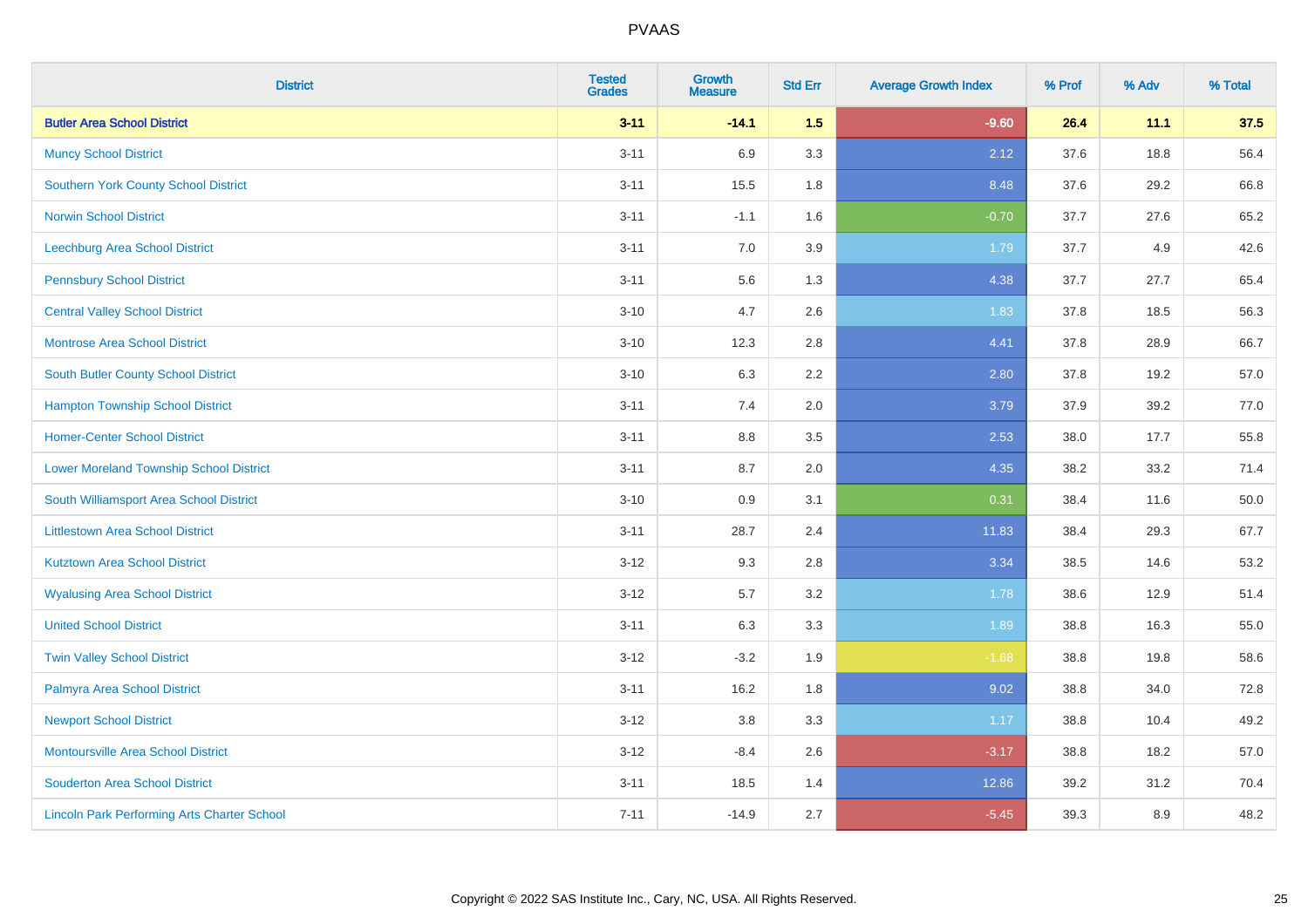| District | Tested Grades | Growth Measure | Std Err | Average Growth Index | % Prof | % Adv | % Total |
|---|---|---|---|---|---|---|---|
| **Butler Area School District** | **3-11** | **-14.1** | **1.5** | **-9.60** | **26.4** | **11.1** | **37.5** |
| Muncy School District | 3-11 | 6.9 | 3.3 | 2.12 | 37.6 | 18.8 | 56.4 |
| Southern York County School District | 3-11 | 15.5 | 1.8 | 8.48 | 37.6 | 29.2 | 66.8 |
| Norwin School District | 3-11 | -1.1 | 1.6 | -0.70 | 37.7 | 27.6 | 65.2 |
| Leechburg Area School District | 3-11 | 7.0 | 3.9 | 1.79 | 37.7 | 4.9 | 42.6 |
| Pennsbury School District | 3-11 | 5.6 | 1.3 | 4.38 | 37.7 | 27.7 | 65.4 |
| Central Valley School District | 3-10 | 4.7 | 2.6 | 1.83 | 37.8 | 18.5 | 56.3 |
| Montrose Area School District | 3-10 | 12.3 | 2.8 | 4.41 | 37.8 | 28.9 | 66.7 |
| South Butler County School District | 3-10 | 6.3 | 2.2 | 2.80 | 37.8 | 19.2 | 57.0 |
| Hampton Township School District | 3-11 | 7.4 | 2.0 | 3.79 | 37.9 | 39.2 | 77.0 |
| Homer-Center School District | 3-11 | 8.8 | 3.5 | 2.53 | 38.0 | 17.7 | 55.8 |
| Lower Moreland Township School District | 3-11 | 8.7 | 2.0 | 4.35 | 38.2 | 33.2 | 71.4 |
| South Williamsport Area School District | 3-10 | 0.9 | 3.1 | 0.31 | 38.4 | 11.6 | 50.0 |
| Littlestown Area School District | 3-11 | 28.7 | 2.4 | 11.83 | 38.4 | 29.3 | 67.7 |
| Kutztown Area School District | 3-12 | 9.3 | 2.8 | 3.34 | 38.5 | 14.6 | 53.2 |
| Wyalusing Area School District | 3-12 | 5.7 | 3.2 | 1.78 | 38.6 | 12.9 | 51.4 |
| United School District | 3-11 | 6.3 | 3.3 | 1.89 | 38.8 | 16.3 | 55.0 |
| Twin Valley School District | 3-12 | -3.2 | 1.9 | -1.68 | 38.8 | 19.8 | 58.6 |
| Palmyra Area School District | 3-11 | 16.2 | 1.8 | 9.02 | 38.8 | 34.0 | 72.8 |
| Newport School District | 3-12 | 3.8 | 3.3 | 1.17 | 38.8 | 10.4 | 49.2 |
| Montoursville Area School District | 3-12 | -8.4 | 2.6 | -3.17 | 38.8 | 18.2 | 57.0 |
| Souderton Area School District | 3-11 | 18.5 | 1.4 | 12.86 | 39.2 | 31.2 | 70.4 |
| Lincoln Park Performing Arts Charter School | 7-11 | -14.9 | 2.7 | -5.45 | 39.3 | 8.9 | 48.2 |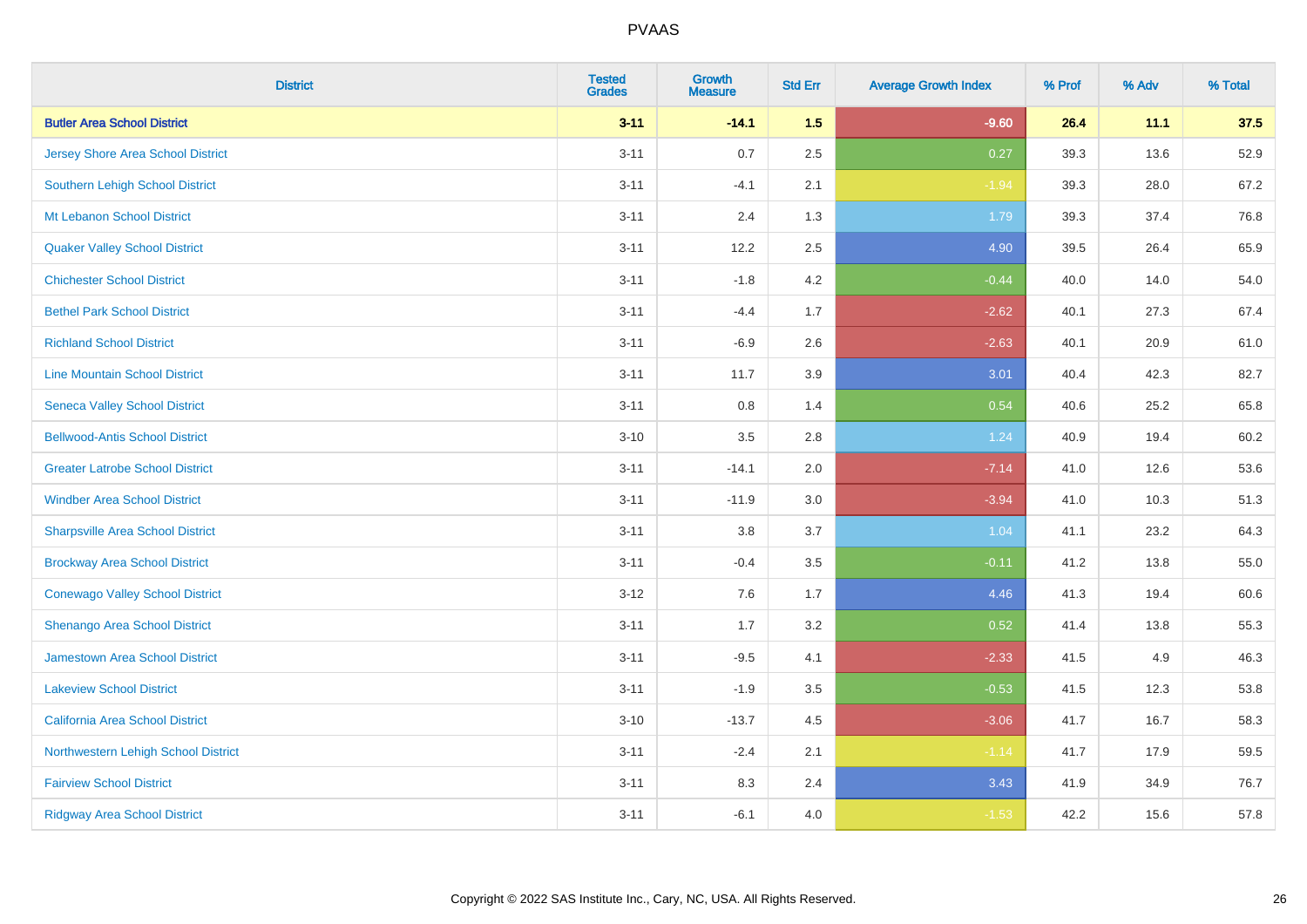| District | Tested Grades | Growth Measure | Std Err | Average Growth Index | % Prof | % Adv | % Total |
|---|---|---|---|---|---|---|---|
| **Butler Area School District** | **3-11** | **-14.1** | **1.5** | **-9.60** | **26.4** | **11.1** | **37.5** |
| Jersey Shore Area School District | 3-11 | 0.7 | 2.5 | 0.27 | 39.3 | 13.6 | 52.9 |
| Southern Lehigh School District | 3-11 | -4.1 | 2.1 | -1.94 | 39.3 | 28.0 | 67.2 |
| Mt Lebanon School District | 3-11 | 2.4 | 1.3 | 1.79 | 39.3 | 37.4 | 76.8 |
| Quaker Valley School District | 3-11 | 12.2 | 2.5 | 4.90 | 39.5 | 26.4 | 65.9 |
| Chichester School District | 3-11 | -1.8 | 4.2 | -0.44 | 40.0 | 14.0 | 54.0 |
| Bethel Park School District | 3-11 | -4.4 | 1.7 | -2.62 | 40.1 | 27.3 | 67.4 |
| Richland School District | 3-11 | -6.9 | 2.6 | -2.63 | 40.1 | 20.9 | 61.0 |
| Line Mountain School District | 3-11 | 11.7 | 3.9 | 3.01 | 40.4 | 42.3 | 82.7 |
| Seneca Valley School District | 3-11 | 0.8 | 1.4 | 0.54 | 40.6 | 25.2 | 65.8 |
| Bellwood-Antis School District | 3-10 | 3.5 | 2.8 | 1.24 | 40.9 | 19.4 | 60.2 |
| Greater Latrobe School District | 3-11 | -14.1 | 2.0 | -7.14 | 41.0 | 12.6 | 53.6 |
| Windber Area School District | 3-11 | -11.9 | 3.0 | -3.94 | 41.0 | 10.3 | 51.3 |
| Sharpsville Area School District | 3-11 | 3.8 | 3.7 | 1.04 | 41.1 | 23.2 | 64.3 |
| Brockway Area School District | 3-11 | -0.4 | 3.5 | -0.11 | 41.2 | 13.8 | 55.0 |
| Conewago Valley School District | 3-12 | 7.6 | 1.7 | 4.46 | 41.3 | 19.4 | 60.6 |
| Shenango Area School District | 3-11 | 1.7 | 3.2 | 0.52 | 41.4 | 13.8 | 55.3 |
| Jamestown Area School District | 3-11 | -9.5 | 4.1 | -2.33 | 41.5 | 4.9 | 46.3 |
| Lakeview School District | 3-11 | -1.9 | 3.5 | -0.53 | 41.5 | 12.3 | 53.8 |
| California Area School District | 3-10 | -13.7 | 4.5 | -3.06 | 41.7 | 16.7 | 58.3 |
| Northwestern Lehigh School District | 3-11 | -2.4 | 2.1 | -1.14 | 41.7 | 17.9 | 59.5 |
| Fairview School District | 3-11 | 8.3 | 2.4 | 3.43 | 41.9 | 34.9 | 76.7 |
| Ridgway Area School District | 3-11 | -6.1 | 4.0 | -1.53 | 42.2 | 15.6 | 57.8 |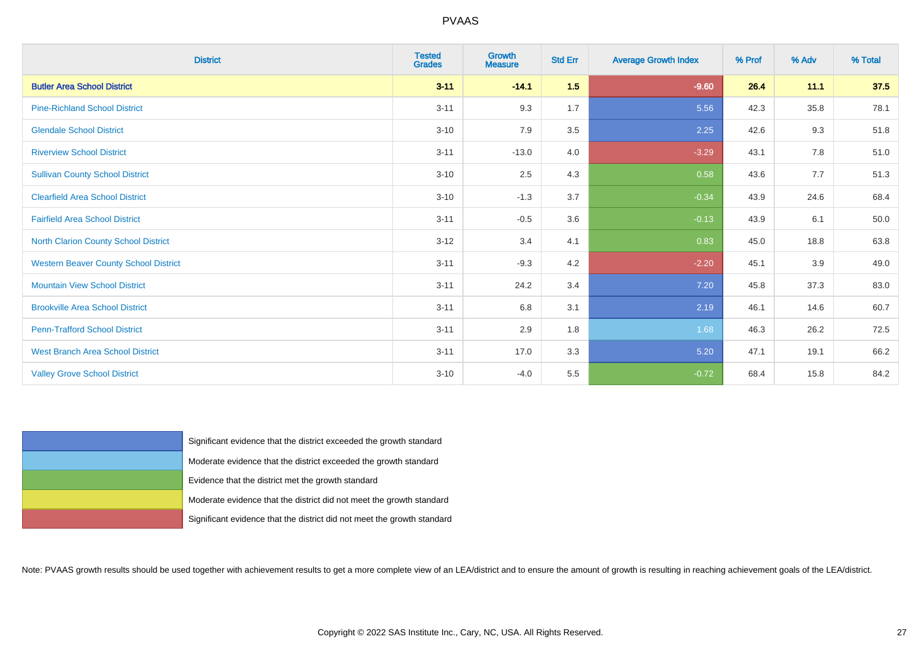PVAAS

| District | Tested Grades | Growth Measure | Std Err | Average Growth Index | % Prof | % Adv | % Total |
|---|---|---|---|---|---|---|---|
| **Butler Area School District** | **3-11** | **-14.1** | **1.5** | **-9.60** | **26.4** | **11.1** | **37.5** |
| Pine-Richland School District | 3-11 | 9.3 | 1.7 | 5.56 | 42.3 | 35.8 | 78.1 |
| Glendale School District | 3-10 | 7.9 | 3.5 | 2.25 | 42.6 | 9.3 | 51.8 |
| Riverview School District | 3-11 | -13.0 | 4.0 | -3.29 | 43.1 | 7.8 | 51.0 |
| Sullivan County School District | 3-10 | 2.5 | 4.3 | 0.58 | 43.6 | 7.7 | 51.3 |
| Clearfield Area School District | 3-10 | -1.3 | 3.7 | -0.34 | 43.9 | 24.6 | 68.4 |
| Fairfield Area School District | 3-11 | -0.5 | 3.6 | -0.13 | 43.9 | 6.1 | 50.0 |
| North Clarion County School District | 3-12 | 3.4 | 4.1 | 0.83 | 45.0 | 18.8 | 63.8 |
| Western Beaver County School District | 3-11 | -9.3 | 4.2 | -2.20 | 45.1 | 3.9 | 49.0 |
| Mountain View School District | 3-11 | 24.2 | 3.4 | 7.20 | 45.8 | 37.3 | 83.0 |
| Brookville Area School District | 3-11 | 6.8 | 3.1 | 2.19 | 46.1 | 14.6 | 60.7 |
| Penn-Trafford School District | 3-11 | 2.9 | 1.8 | 1.68 | 46.3 | 26.2 | 72.5 |
| West Branch Area School District | 3-11 | 17.0 | 3.3 | 5.20 | 47.1 | 19.1 | 66.2 |
| Valley Grove School District | 3-10 | -4.0 | 5.5 | -0.72 | 68.4 | 15.8 | 84.2 |

Significant evidence that the district exceeded the growth standard

Moderate evidence that the district exceeded the growth standard

Evidence that the district met the growth standard

Moderate evidence that the district did not meet the growth standard

Significant evidence that the district did not meet the growth standard

Note: PVAAS growth results should be used together with achievement results to get a more complete view of an LEA/district and to ensure the amount of growth is resulting in reaching achievement goals of the LEA/district.

Copyright © 2022 SAS Institute Inc., Cary, NC, USA. All Rights Reserved.